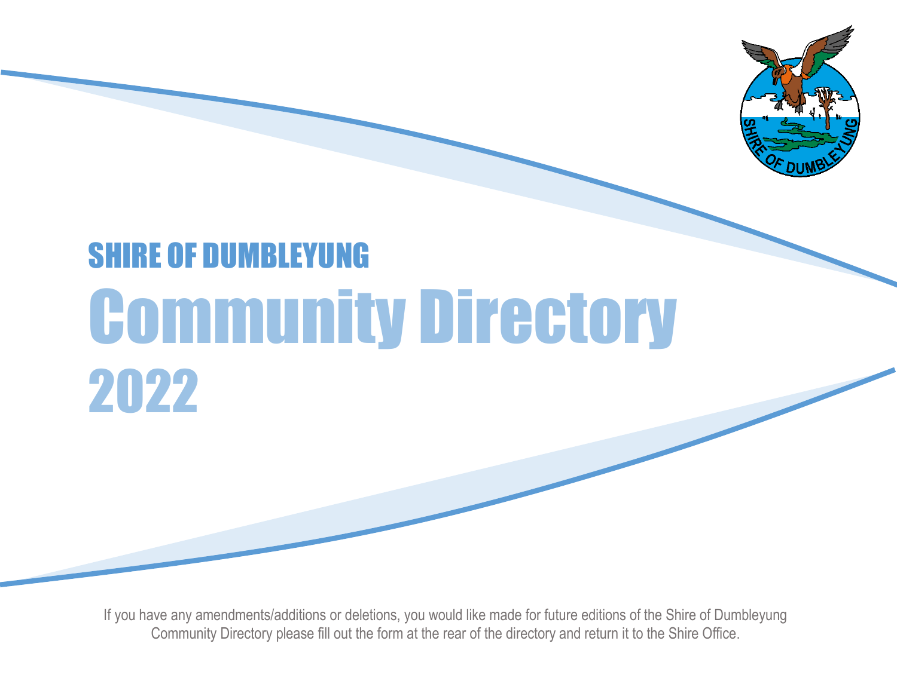# SHIRE OF DUMBLEYUNG

# Community Directory

# 2022

If you have any amendments/additions or deletions, you would like made for future editions of the Shire of Dumbleyung Community Directory please fill out the form at the rear of the directory and return it to the Shire Office.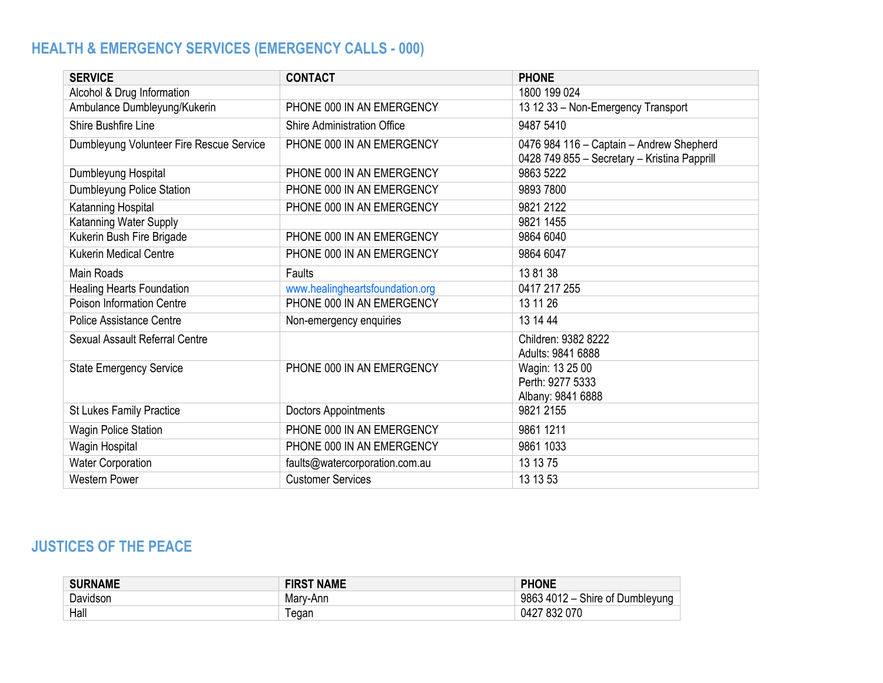## HEALTH & EMERGENCY SERVICES (EMERGENCY CALLS - 000)

| SERVICE | CONTACT | PHONE |
|---|---|---|
| Alcohol & Drug Information | | 1800 199 024 |
| Ambulance Dumbleyung/Kukerin | PHONE 000 IN AN EMERGENCY | 13 12 33 – Non-Emergency Transport |
| Shire Bushfire Line | Shire Administration Office | 9487 5410 |
| Dumbleyung Volunteer Fire Rescue Service | PHONE 000 IN AN EMERGENCY | 0476 984 116 – Captain – Andrew Shepherd<br>0428 749 855 – Secretary – Kristina Papprill |
| Dumbleyung Hospital | PHONE 000 IN AN EMERGENCY | 9863 5222 |
| Dumbleyung Police Station | PHONE 000 IN AN EMERGENCY | 9893 7800 |
| Katanning Hospital | PHONE 000 IN AN EMERGENCY | 9821 2122 |
| Katanning Water Supply | | 9821 1455 |
| Kukerin Bush Fire Brigade | PHONE 000 IN AN EMERGENCY | 9864 6040 |
| Kukerin Medical Centre | PHONE 000 IN AN EMERGENCY | 9864 6047 |
| Main Roads | Faults | 13 81 38 |
| Healing Hearts Foundation | www.healingheartsfoundation.org | 0417 217 255 |
| Poison Information Centre | PHONE 000 IN AN EMERGENCY | 13 11 26 |
| Police Assistance Centre | Non-emergency enquiries | 13 14 44 |
| Sexual Assault Referral Centre | | Children: 9382 8222<br>Adults: 9841 6888 |
| State Emergency Service | PHONE 000 IN AN EMERGENCY | Wagin: 13 25 00<br>Perth: 9277 5333<br>Albany: 9841 6888 |
| St Lukes Family Practice | Doctors Appointments | 9821 2155 |
| Wagin Police Station | PHONE 000 IN AN EMERGENCY | 9861 1211 |
| Wagin Hospital | PHONE 000 IN AN EMERGENCY | 9861 1033 |
| Water Corporation | faults@watercorporation.com.au | 13 13 75 |
| Western Power | Customer Services | 13 13 53 |

## JUSTICES OF THE PEACE

| SURNAME | FIRST NAME | PHONE |
|---|---|---|
| Davidson | Mary-Ann | 9863 4012 – Shire of Dumbleyung |
| Hall | Tegan | 0427 832 070 |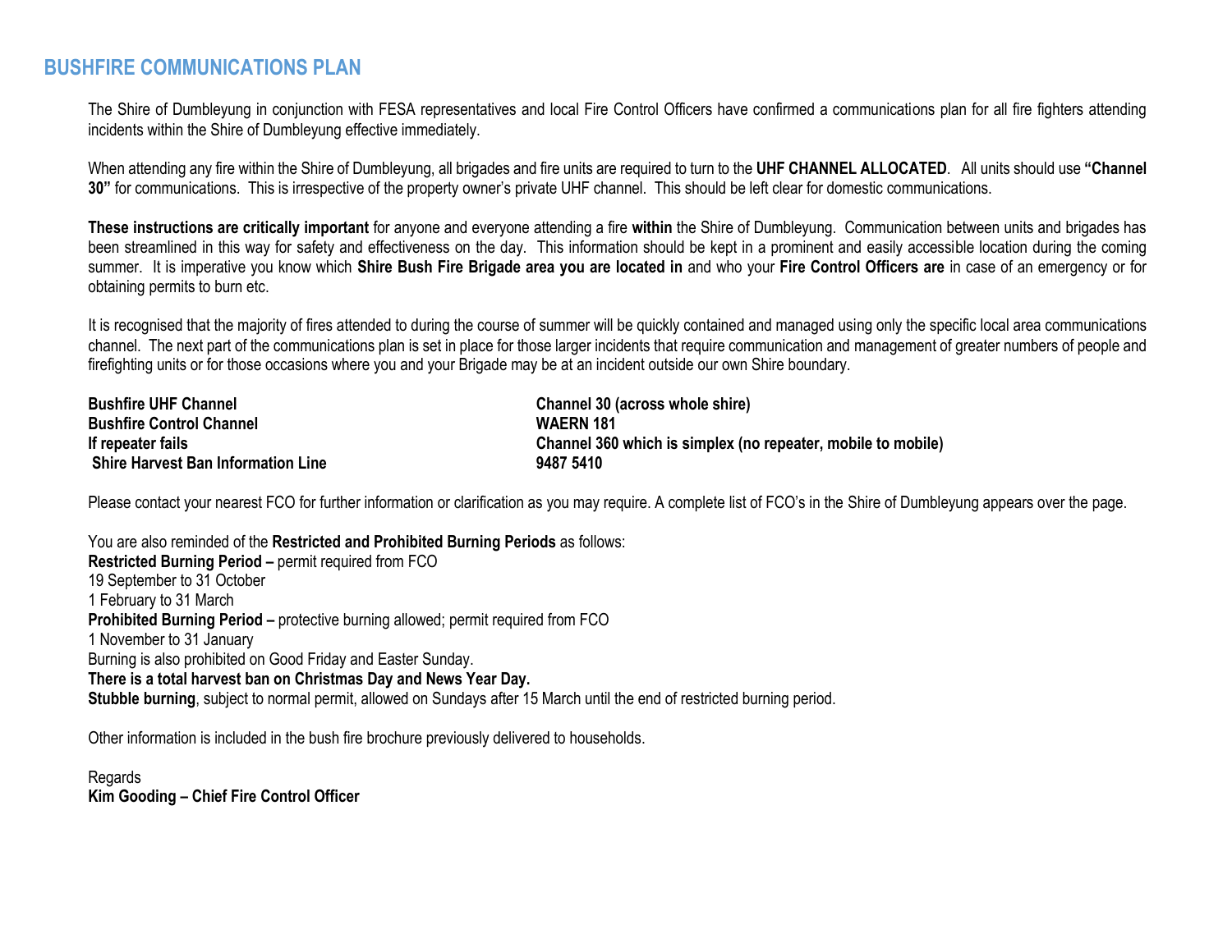## BUSHFIRE COMMUNICATIONS PLAN

The Shire of Dumbleyung in conjunction with FESA representatives and local Fire Control Officers have confirmed a communications plan for all fire fighters attending incidents within the Shire of Dumbleyung effective immediately.

When attending any fire within the Shire of Dumbleyung, all brigades and fire units are required to turn to the **UHF CHANNEL ALLOCATED**. All units should use **"Channel 30"** for communications. This is irrespective of the property owner's private UHF channel. This should be left clear for domestic communications.

**These instructions are critically important** for anyone and everyone attending a fire **within** the Shire of Dumbleyung. Communication between units and brigades has been streamlined in this way for safety and effectiveness on the day. This information should be kept in a prominent and easily accessible location during the coming summer. It is imperative you know which **Shire Bush Fire Brigade area you are located in** and who your **Fire Control Officers are** in case of an emergency or for obtaining permits to burn etc.

It is recognised that the majority of fires attended to during the course of summer will be quickly contained and managed using only the specific local area communications channel. The next part of the communications plan is set in place for those larger incidents that require communication and management of greater numbers of people and firefighting units or for those occasions where you and your Brigade may be at an incident outside our own Shire boundary.

| | |
|---|---|
| **Bushfire UHF Channel** | **Channel 30 (across whole shire)** |
| **Bushfire Control Channel** | **WAERN 181** |
| **If repeater fails** | **Channel 360 which is simplex (no repeater, mobile to mobile)** |
| **Shire Harvest Ban Information Line** | **9487 5410** |

Please contact your nearest FCO for further information or clarification as you may require. A complete list of FCO's in the Shire of Dumbleyung appears over the page.

You are also reminded of the **Restricted and Prohibited Burning Periods** as follows:
**Restricted Burning Period –** permit required from FCO
19 September to 31 October
1 February to 31 March
**Prohibited Burning Period –** protective burning allowed; permit required from FCO
1 November to 31 January
Burning is also prohibited on Good Friday and Easter Sunday.
**There is a total harvest ban on Christmas Day and News Year Day.**
**Stubble burning**, subject to normal permit, allowed on Sundays after 15 March until the end of restricted burning period.

Other information is included in the bush fire brochure previously delivered to households.

Regards
**Kim Gooding – Chief Fire Control Officer**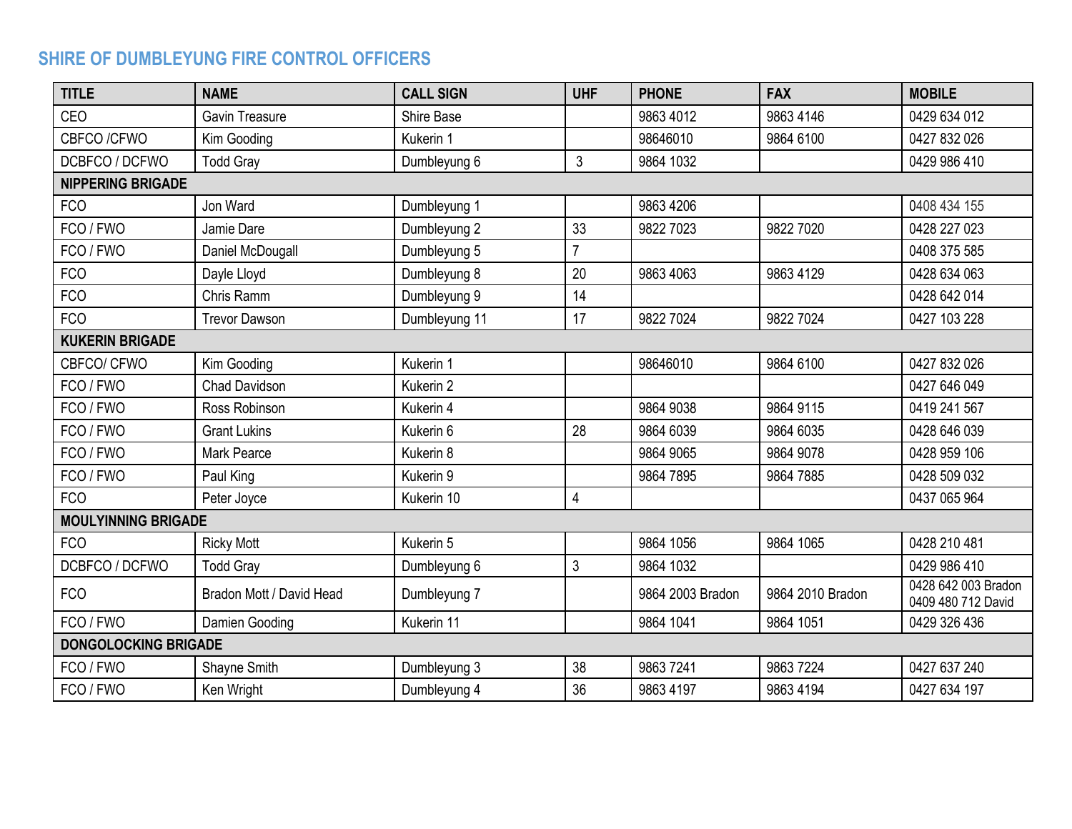## SHIRE OF DUMBLEYUNG FIRE CONTROL OFFICERS

| TITLE | NAME | CALL SIGN | UHF | PHONE | FAX | MOBILE |
|---|---|---|---|---|---|---|
| CEO | Gavin Treasure | Shire Base | | 9863 4012 | 9863 4146 | 0429 634 012 |
| CBFCO /CFWO | Kim Gooding | Kukerin 1 | | 98646010 | 9864 6100 | 0427 832 026 |
| DCBFCO / DCFWO | Todd Gray | Dumbleyung 6 | 3 | 9864 1032 | | 0429 986 410 |
| **NIPPERING BRIGADE** | | | | | | |
| FCO | Jon Ward | Dumbleyung 1 | | 9863 4206 | | 0408 434 155 |
| FCO / FWO | Jamie Dare | Dumbleyung 2 | 33 | 9822 7023 | 9822 7020 | 0428 227 023 |
| FCO / FWO | Daniel McDougall | Dumbleyung 5 | 7 | | | 0408 375 585 |
| FCO | Dayle Lloyd | Dumbleyung 8 | 20 | 9863 4063 | 9863 4129 | 0428 634 063 |
| FCO | Chris Ramm | Dumbleyung 9 | 14 | | | 0428 642 014 |
| FCO | Trevor Dawson | Dumbleyung 11 | 17 | 9822 7024 | 9822 7024 | 0427 103 228 |
| **KUKERIN BRIGADE** | | | | | | |
| CBFCO/ CFWO | Kim Gooding | Kukerin 1 | | 98646010 | 9864 6100 | 0427 832 026 |
| FCO / FWO | Chad Davidson | Kukerin 2 | | | | 0427 646 049 |
| FCO / FWO | Ross Robinson | Kukerin 4 | | 9864 9038 | 9864 9115 | 0419 241 567 |
| FCO / FWO | Grant Lukins | Kukerin 6 | 28 | 9864 6039 | 9864 6035 | 0428 646 039 |
| FCO / FWO | Mark Pearce | Kukerin 8 | | 9864 9065 | 9864 9078 | 0428 959 106 |
| FCO / FWO | Paul King | Kukerin 9 | | 9864 7895 | 9864 7885 | 0428 509 032 |
| FCO | Peter Joyce | Kukerin 10 | 4 | | | 0437 065 964 |
| **MOULYINNING BRIGADE** | | | | | | |
| FCO | Ricky Mott | Kukerin 5 | | 9864 1056 | 9864 1065 | 0428 210 481 |
| DCBFCO / DCFWO | Todd Gray | Dumbleyung 6 | 3 | 9864 1032 | | 0429 986 410 |
| FCO | Bradon Mott / David Head | Dumbleyung 7 | | 9864 2003 Bradon | 9864 2010 Bradon | 0428 642 003 Bradon 0409 480 712 David |
| FCO / FWO | Damien Gooding | Kukerin 11 | | 9864 1041 | 9864 1051 | 0429 326 436 |
| **DONGOLOCKING BRIGADE** | | | | | | |
| FCO / FWO | Shayne Smith | Dumbleyung 3 | 38 | 9863 7241 | 9863 7224 | 0427 637 240 |
| FCO / FWO | Ken Wright | Dumbleyung 4 | 36 | 9863 4197 | 9863 4194 | 0427 634 197 |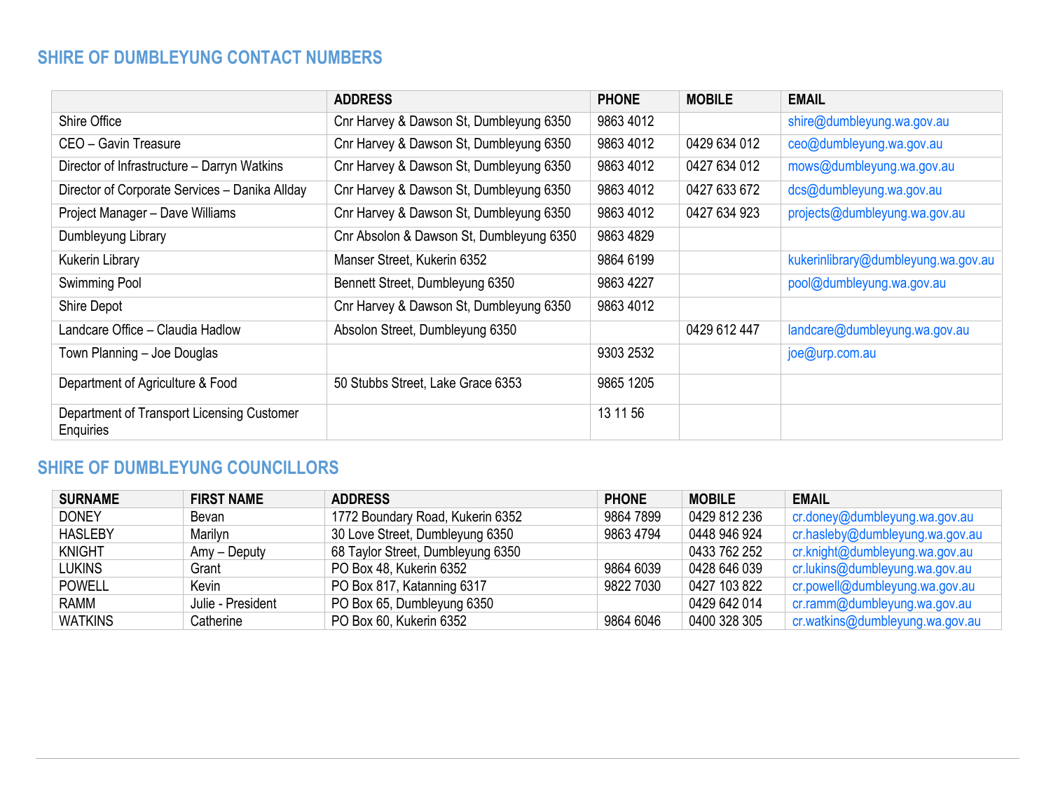## SHIRE OF DUMBLEYUNG CONTACT NUMBERS

| | ADDRESS | PHONE | MOBILE | EMAIL |
|---|---|---|---|---|
| Shire Office | Cnr Harvey & Dawson St, Dumbleyung 6350 | 9863 4012 | | shire@dumbleyung.wa.gov.au |
| CEO – Gavin Treasure | Cnr Harvey & Dawson St, Dumbleyung 6350 | 9863 4012 | 0429 634 012 | ceo@dumbleyung.wa.gov.au |
| Director of Infrastructure – Darryn Watkins | Cnr Harvey & Dawson St, Dumbleyung 6350 | 9863 4012 | 0427 634 012 | mows@dumbleyung.wa.gov.au |
| Director of Corporate Services – Danika Allday | Cnr Harvey & Dawson St, Dumbleyung 6350 | 9863 4012 | 0427 633 672 | dcs@dumbleyung.wa.gov.au |
| Project Manager – Dave Williams | Cnr Harvey & Dawson St, Dumbleyung 6350 | 9863 4012 | 0427 634 923 | projects@dumbleyung.wa.gov.au |
| Dumbleyung Library | Cnr Absolon & Dawson St, Dumbleyung 6350 | 9863 4829 | | |
| Kukerin Library | Manser Street, Kukerin 6352 | 9864 6199 | | kukerinlibrary@dumbleyung.wa.gov.au |
| Swimming Pool | Bennett Street, Dumbleyung 6350 | 9863 4227 | | pool@dumbleyung.wa.gov.au |
| Shire Depot | Cnr Harvey & Dawson St, Dumbleyung 6350 | 9863 4012 | | |
| Landcare Office – Claudia Hadlow | Absolon Street, Dumbleyung 6350 | | 0429 612 447 | landcare@dumbleyung.wa.gov.au |
| Town Planning – Joe Douglas | | 9303 2532 | | joe@urp.com.au |
| Department of Agriculture & Food | 50 Stubbs Street, Lake Grace 6353 | 9865 1205 | | |
| Department of Transport Licensing Customer Enquiries | | 13 11 56 | | |

## SHIRE OF DUMBLEYUNG COUNCILLORS

| SURNAME | FIRST NAME | ADDRESS | PHONE | MOBILE | EMAIL |
|---|---|---|---|---|---|
| DONEY | Bevan | 1772 Boundary Road, Kukerin 6352 | 9864 7899 | 0429 812 236 | cr.doney@dumbleyung.wa.gov.au |
| HASLEBY | Marilyn | 30 Love Street, Dumbleyung 6350 | 9863 4794 | 0448 946 924 | cr.hasleby@dumbleyung.wa.gov.au |
| KNIGHT | Amy – Deputy | 68 Taylor Street, Dumbleyung 6350 | | 0433 762 252 | cr.knight@dumbleyung.wa.gov.au |
| LUKINS | Grant | PO Box 48, Kukerin 6352 | 9864 6039 | 0428 646 039 | cr.lukins@dumbleyung.wa.gov.au |
| POWELL | Kevin | PO Box 817, Katanning 6317 | 9822 7030 | 0427 103 822 | cr.powell@dumbleyung.wa.gov.au |
| RAMM | Julie - President | PO Box 65, Dumbleyung 6350 | | 0429 642 014 | cr.ramm@dumbleyung.wa.gov.au |
| WATKINS | Catherine | PO Box 60, Kukerin 6352 | 9864 6046 | 0400 328 305 | cr.watkins@dumbleyung.wa.gov.au |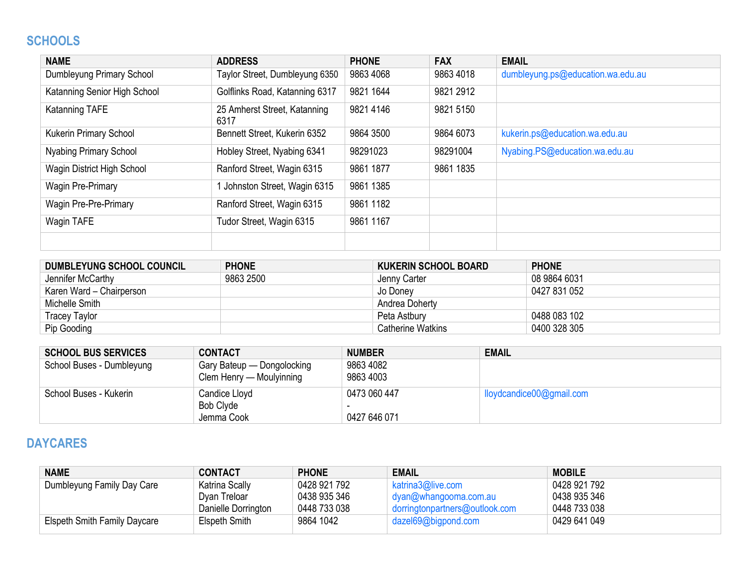## SCHOOLS

| NAME | ADDRESS | PHONE | FAX | EMAIL |
|---|---|---|---|---|
| Dumbleyung Primary School | Taylor Street, Dumbleyung 6350 | 9863 4068 | 9863 4018 | dumbleyung.ps@education.wa.edu.au |
| Katanning Senior High School | Golflinks Road, Katanning 6317 | 9821 1644 | 9821 2912 | |
| Katanning TAFE | 25 Amherst Street, Katanning 6317 | 9821 4146 | 9821 5150 | |
| Kukerin Primary School | Bennett Street, Kukerin 6352 | 9864 3500 | 9864 6073 | kukerin.ps@education.wa.edu.au |
| Nyabing Primary School | Hobley Street, Nyabing 6341 | 98291023 | 98291004 | Nyabing.PS@education.wa.edu.au |
| Wagin District High School | Ranford Street, Wagin 6315 | 9861 1877 | 9861 1835 | |
| Wagin Pre-Primary | 1 Johnston Street, Wagin 6315 | 9861 1385 | | |
| Wagin Pre-Pre-Primary | Ranford Street, Wagin 6315 | 9861 1182 | | |
| Wagin TAFE | Tudor Street, Wagin 6315 | 9861 1167 | | |
| | | | | |

| DUMBLEYUNG SCHOOL COUNCIL | PHONE | KUKERIN SCHOOL BOARD | PHONE |
|---|---|---|---|
| Jennifer McCarthy | 9863 2500 | Jenny Carter | 08 9864 6031 |
| Karen Ward – Chairperson | | Jo Doney | 0427 831 052 |
| Michelle Smith | | Andrea Doherty | |
| Tracey Taylor | | Peta Astbury | 0488 083 102 |
| Pip Gooding | | Catherine Watkins | 0400 328 305 |

| SCHOOL BUS SERVICES | CONTACT | NUMBER | EMAIL |
|---|---|---|---|
| School Buses - Dumbleyung | Gary Bateup — Dongolocking<br>Clem Henry — Moulyinning | 9863 4082<br>9863 4003 | |
| School Buses - Kukerin | Candice Lloyd<br>Bob Clyde<br>Jemma Cook | 0473 060 447<br>-<br>0427 646 071 | lloydcandice00@gmail.com |

## DAYCARES

| NAME | CONTACT | PHONE | EMAIL | MOBILE |
|---|---|---|---|---|
| Dumbleyung Family Day Care | Katrina Scally<br>Dyan Treloar<br>Danielle Dorrington | 0428 921 792<br>0438 935 346<br>0448 733 038 | katrina3@live.com<br>dyan@whangooma.com.au<br>dorringtonpartners@outlook.com | 0428 921 792<br>0438 935 346<br>0448 733 038 |
| Elspeth Smith Family Daycare | Elspeth Smith | 9864 1042 | dazel69@bigpond.com | 0429 641 049 |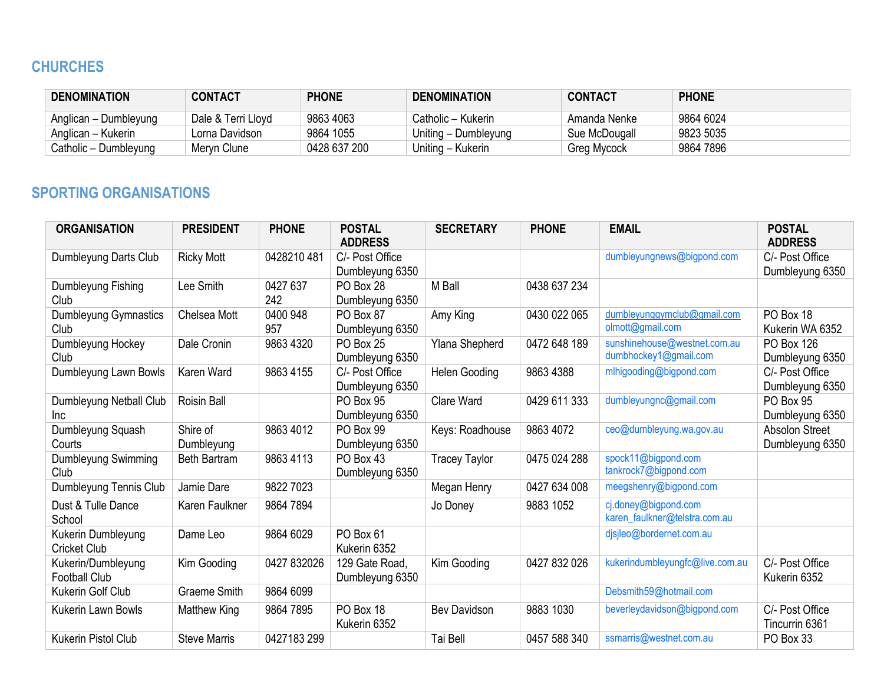## CHURCHES

| DENOMINATION | CONTACT | PHONE | DENOMINATION | CONTACT | PHONE |
|---|---|---|---|---|---|
| Anglican – Dumbleyung | Dale & Terri Lloyd | 9863 4063 | Catholic – Kukerin | Amanda Nenke | 9864 6024 |
| Anglican – Kukerin | Lorna Davidson | 9864 1055 | Uniting – Dumbleyung | Sue McDougall | 9823 5035 |
| Catholic – Dumbleyung | Meryn Clune | 0428 637 200 | Uniting – Kukerin | Greg Mycock | 9864 7896 |

## SPORTING ORGANISATIONS

| ORGANISATION | PRESIDENT | PHONE | POSTAL ADDRESS | SECRETARY | PHONE | EMAIL | POSTAL ADDRESS |
|---|---|---|---|---|---|---|---|
| Dumbleyung Darts Club | Ricky Mott | 0428210 481 | C/- Post Office Dumbleyung 6350 | | | dumbleyungnews@bigpond.com | C/- Post Office Dumbleyung 6350 |
| Dumbleyung Fishing Club | Lee Smith | 0427 637 242 | PO Box 28 Dumbleyung 6350 | M Ball | 0438 637 234 | | |
| Dumbleyung Gymnastics Club | Chelsea Mott | 0400 948 957 | PO Box 87 Dumbleyung 6350 | Amy King | 0430 022 065 | dumbleyunggymclub@gmail.com olmott@gmail.com | PO Box 18 Kukerin WA 6352 |
| Dumbleyung Hockey Club | Dale Cronin | 9863 4320 | PO Box 25 Dumbleyung 6350 | Ylana Shepherd | 0472 648 189 | sunshinehouse@westnet.com.au dumbhockey1@gmail.com | PO Box 126 Dumbleyung 6350 |
| Dumbleyung Lawn Bowls | Karen Ward | 9863 4155 | C/- Post Office Dumbleyung 6350 | Helen Gooding | 9863 4388 | mlhigooding@bigpond.com | C/- Post Office Dumbleyung 6350 |
| Dumbleyung Netball Club Inc | Roisin Ball | | PO Box 95 Dumbleyung 6350 | Clare Ward | 0429 611 333 | dumbleyungnc@gmail.com | PO Box 95 Dumbleyung 6350 |
| Dumbleyung Squash Courts | Shire of Dumbleyung | 9863 4012 | PO Box 99 Dumbleyung 6350 | Keys: Roadhouse | 9863 4072 | ceo@dumbleyung.wa.gov.au | Absolon Street Dumbleyung 6350 |
| Dumbleyung Swimming Club | Beth Bartram | 9863 4113 | PO Box 43 Dumbleyung 6350 | Tracey Taylor | 0475 024 288 | spock11@bigpond.com tankrock7@bigpond.com | |
| Dumbleyung Tennis Club | Jamie Dare | 9822 7023 | | Megan Henry | 0427 634 008 | meegshenry@bigpond.com | |
| Dust & Tulle Dance School | Karen Faulkner | 9864 7894 | | Jo Doney | 9883 1052 | cj.doney@bigpond.com karen_faulkner@telstra.com.au | |
| Kukerin Dumbleyung Cricket Club | Dame Leo | 9864 6029 | PO Box 61 Kukerin 6352 | | | djsjleo@bordernet.com.au | |
| Kukerin/Dumbleyung Football Club | Kim Gooding | 0427 832026 | 129 Gate Road, Dumbleyung 6350 | Kim Gooding | 0427 832 026 | kukerindumbleyungfc@live.com.au | C/- Post Office Kukerin 6352 |
| Kukerin Golf Club | Graeme Smith | 9864 6099 | | | | Debsmith59@hotmail.com | |
| Kukerin Lawn Bowls | Matthew King | 9864 7895 | PO Box 18 Kukerin 6352 | Bev Davidson | 9883 1030 | beverleydavidson@bigpond.com | C/- Post Office Tincurrin 6361 |
| Kukerin Pistol Club | Steve Marris | 0427183 299 | | Tai Bell | 0457 588 340 | ssmarris@westnet.com.au | PO Box 33 |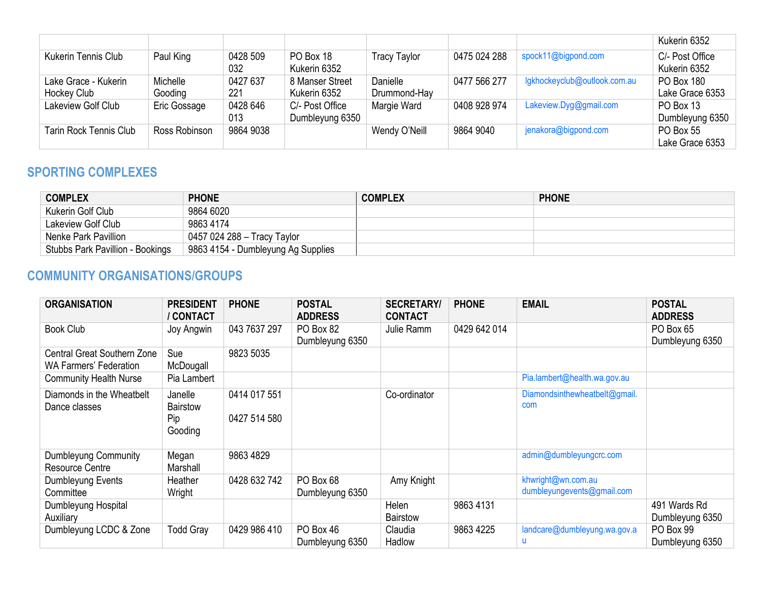| | | | | | | | Kukerin 6352 |
|---|---|---|---|---|---|---|---|
| Kukerin Tennis Club | Paul King | 0428 509 032 | PO Box 18 Kukerin 6352 | Tracy Taylor | 0475 024 288 | spock11@bigpond.com | C/- Post Office Kukerin 6352 |
| Lake Grace - Kukerin Hockey Club | Michelle Gooding | 0427 637 221 | 8 Manser Street Kukerin 6352 | Danielle Drummond-Hay | 0477 566 277 | lgkhockeyclub@outlook.com.au | PO Box 180 Lake Grace 6353 |
| Lakeview Golf Club | Eric Gossage | 0428 646 013 | C/- Post Office Dumbleyung 6350 | Margie Ward | 0408 928 974 | Lakeview.Dyg@gmail.com | PO Box 13 Dumbleyung 6350 |
| Tarin Rock Tennis Club | Ross Robinson | 9864 9038 | | Wendy O'Neill | 9864 9040 | jenakora@bigpond.com | PO Box 55 Lake Grace 6353 |

## SPORTING COMPLEXES

| COMPLEX | PHONE | COMPLEX | PHONE |
|---|---|---|---|
| Kukerin Golf Club | 9864 6020 | | |
| Lakeview Golf Club | 9863 4174 | | |
| Nenke Park Pavillion | 0457 024 288 – Tracy Taylor | | |
| Stubbs Park Pavillion - Bookings | 9863 4154 - Dumbleyung Ag Supplies | | |

## COMMUNITY ORGANISATIONS/GROUPS

| ORGANISATION | PRESIDENT / CONTACT | PHONE | POSTAL ADDRESS | SECRETARY/ CONTACT | PHONE | EMAIL | POSTAL ADDRESS |
|---|---|---|---|---|---|---|---|
| Book Club | Joy Angwin | 043 7637 297 | PO Box 82 Dumbleyung 6350 | Julie Ramm | 0429 642 014 | | PO Box 65 Dumbleyung 6350 |
| Central Great Southern Zone WA Farmers' Federation | Sue McDougall | 9823 5035 | | | | | |
| Community Health Nurse | Pia Lambert | | | | | Pia.lambert@health.wa.gov.au | |
| Diamonds in the Wheatbelt Dance classes | Janelle Bairstow<br>Pip Gooding | 0414 017 551<br>0427 514 580 | | Co-ordinator | | Diamondsinthewheatbelt@gmail.com | |
| Dumbleyung Community Resource Centre | Megan Marshall | 9863 4829 | | | | admin@dumbleyungcrc.com | |
| Dumbleyung Events Committee | Heather Wright | 0428 632 742 | PO Box 68 Dumbleyung 6350 | Amy Knight | | khwright@wn.com.au<br>dumbleyungevents@gmail.com | |
| Dumbleyung Hospital Auxiliary | | | | Helen Bairstow | 9863 4131 | | 491 Wards Rd Dumbleyung 6350 |
| Dumbleyung LCDC & Zone | Todd Gray | 0429 986 410 | PO Box 46 Dumbleyung 6350 | Claudia Hadlow | 9863 4225 | landcare@dumbleyung.wa.gov.au | PO Box 99 Dumbleyung 6350 |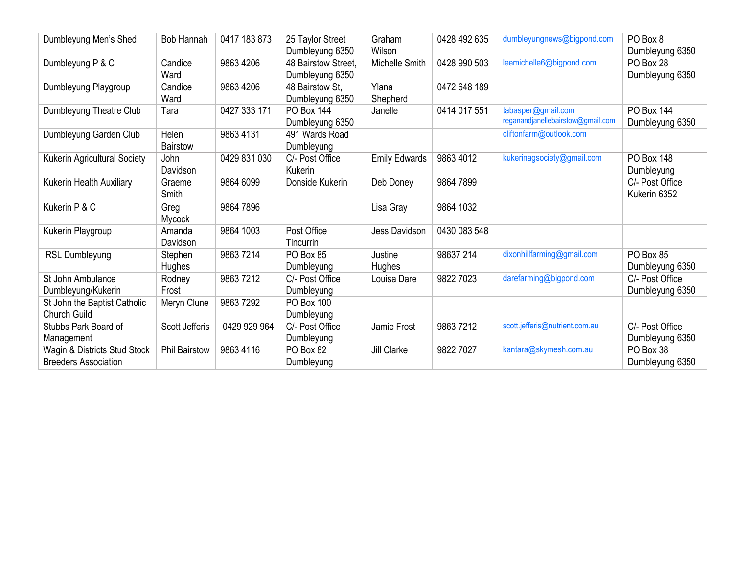| Dumbleyung Men's Shed | Bob Hannah | 0417 183 873 | 25 Taylor Street Dumbleyung 6350 | Graham Wilson | 0428 492 635 | dumbleyungnews@bigpond.com | PO Box 8 Dumbleyung 6350 |
|---|---|---|---|---|---|---|---|
| Dumbleyung P & C | Candice Ward | 9863 4206 | 48 Bairstow Street, Dumbleyung 6350 | Michelle Smith | 0428 990 503 | leemichelle6@bigpond.com | PO Box 28 Dumbleyung 6350 |
| Dumbleyung Playgroup | Candice Ward | 9863 4206 | 48 Bairstow St, Dumbleyung 6350 | Ylana Shepherd | 0472 648 189 | | |
| Dumbleyung Theatre Club | Tara | 0427 333 171 | PO Box 144 Dumbleyung 6350 | Janelle | 0414 017 551 | tabasper@gmail.com reganandjanellebairstow@gmail.com | PO Box 144 Dumbleyung 6350 |
| Dumbleyung Garden Club | Helen Bairstow | 9863 4131 | 491 Wards Road Dumbleyung | | | cliftonfarm@outlook.com | |
| Kukerin Agricultural Society | John Davidson | 0429 831 030 | C/- Post Office Kukerin | Emily Edwards | 9863 4012 | kukerinagsociety@gmail.com | PO Box 148 Dumbleyung |
| Kukerin Health Auxiliary | Graeme Smith | 9864 6099 | Donside Kukerin | Deb Doney | 9864 7899 | | C/- Post Office Kukerin 6352 |
| Kukerin P & C | Greg Mycock | 9864 7896 | | Lisa Gray | 9864 1032 | | |
| Kukerin Playgroup | Amanda Davidson | 9864 1003 | Post Office Tincurrin | Jess Davidson | 0430 083 548 | | |
| RSL Dumbleyung | Stephen Hughes | 9863 7214 | PO Box 85 Dumbleyung | Justine Hughes | 98637 214 | dixonhillfarming@gmail.com | PO Box 85 Dumbleyung 6350 |
| St John Ambulance Dumbleyung/Kukerin | Rodney Frost | 9863 7212 | C/- Post Office Dumbleyung | Louisa Dare | 9822 7023 | darefarming@bigpond.com | C/- Post Office Dumbleyung 6350 |
| St John the Baptist Catholic Church Guild | Meryn Clune | 9863 7292 | PO Box 100 Dumbleyung | | | | |
| Stubbs Park Board of Management | Scott Jefferis | 0429 929 964 | C/- Post Office Dumbleyung | Jamie Frost | 9863 7212 | scott.jefferis@nutrient.com.au | C/- Post Office Dumbleyung 6350 |
| Wagin & Districts Stud Stock Breeders Association | Phil Bairstow | 9863 4116 | PO Box 82 Dumbleyung | Jill Clarke | 9822 7027 | kantara@skymesh.com.au | PO Box 38 Dumbleyung 6350 |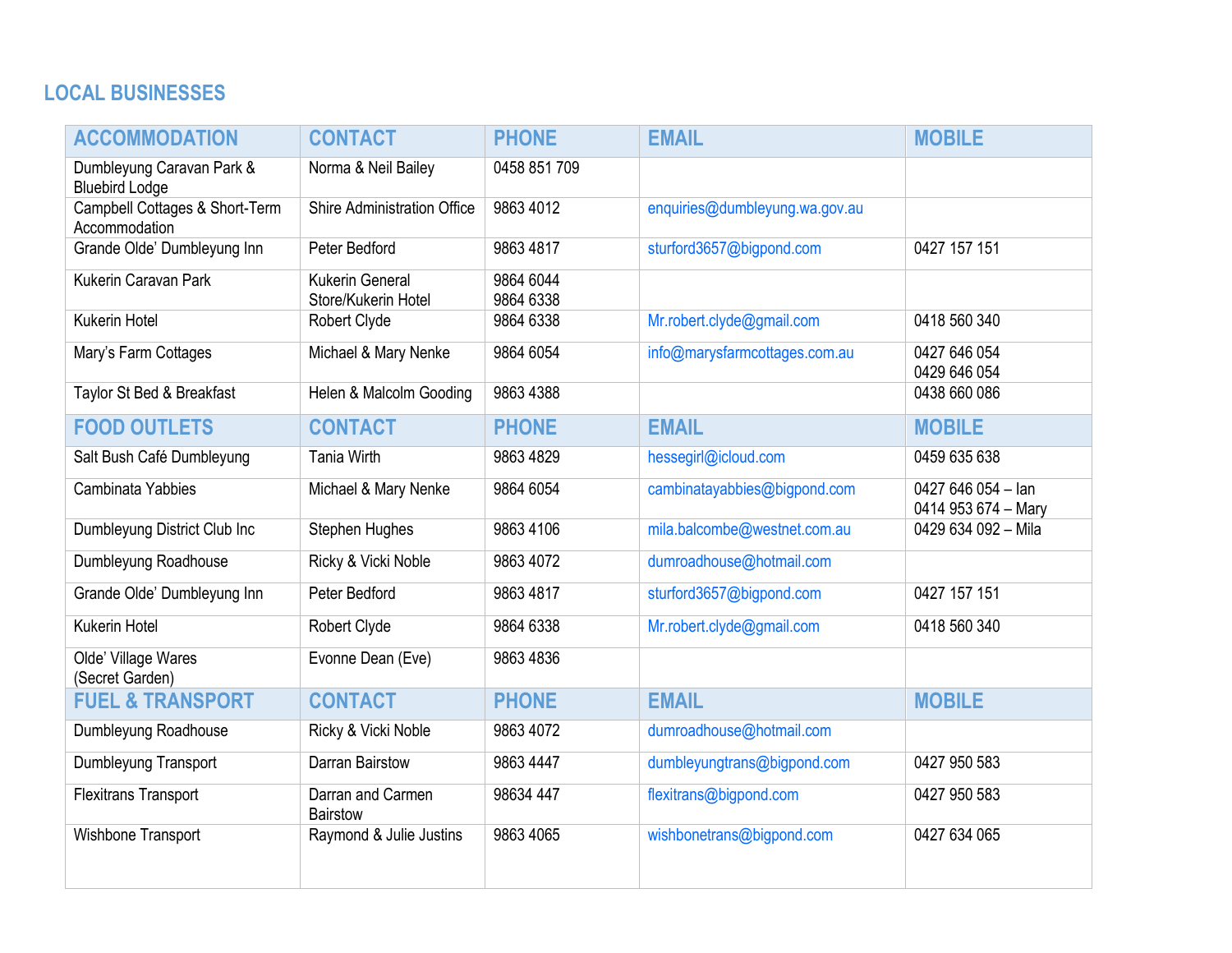## LOCAL BUSINESSES

| ACCOMMODATION | CONTACT | PHONE | EMAIL | MOBILE |
|---|---|---|---|---|
| Dumbleyung Caravan Park & Bluebird Lodge | Norma & Neil Bailey | 0458 851 709 | | |
| Campbell Cottages & Short-Term Accommodation | Shire Administration Office | 9863 4012 | enquiries@dumbleyung.wa.gov.au | |
| Grande Olde' Dumbleyung Inn | Peter Bedford | 9863 4817 | sturford3657@bigpond.com | 0427 157 151 |
| Kukerin Caravan Park | Kukerin General Store/Kukerin Hotel | 9864 6044<br>9864 6338 | | |
| Kukerin Hotel | Robert Clyde | 9864 6338 | Mr.robert.clyde@gmail.com | 0418 560 340 |
| Mary's Farm Cottages | Michael & Mary Nenke | 9864 6054 | info@marysfarmcottages.com.au | 0427 646 054<br>0429 646 054 |
| Taylor St Bed & Breakfast | Helen & Malcolm Gooding | 9863 4388 | | 0438 660 086 |
| **FOOD OUTLETS** | **CONTACT** | **PHONE** | **EMAIL** | **MOBILE** |
| Salt Bush Café Dumbleyung | Tania Wirth | 9863 4829 | hessegirl@icloud.com | 0459 635 638 |
| Cambinata Yabbies | Michael & Mary Nenke | 9864 6054 | cambinatayabbies@bigpond.com | 0427 646 054 – Ian<br>0414 953 674 – Mary |
| Dumbleyung District Club Inc | Stephen Hughes | 9863 4106 | mila.balcombe@westnet.com.au | 0429 634 092 – Mila |
| Dumbleyung Roadhouse | Ricky & Vicki Noble | 9863 4072 | dumroadhouse@hotmail.com | |
| Grande Olde' Dumbleyung Inn | Peter Bedford | 9863 4817 | sturford3657@bigpond.com | 0427 157 151 |
| Kukerin Hotel | Robert Clyde | 9864 6338 | Mr.robert.clyde@gmail.com | 0418 560 340 |
| Olde' Village Wares (Secret Garden) | Evonne Dean (Eve) | 9863 4836 | | |
| **FUEL & TRANSPORT** | **CONTACT** | **PHONE** | **EMAIL** | **MOBILE** |
| Dumbleyung Roadhouse | Ricky & Vicki Noble | 9863 4072 | dumroadhouse@hotmail.com | |
| Dumbleyung Transport | Darran Bairstow | 9863 4447 | dumbleyungtrans@bigpond.com | 0427 950 583 |
| Flexitrans Transport | Darran and Carmen Bairstow | 98634 447 | flexitrans@bigpond.com | 0427 950 583 |
| Wishbone Transport | Raymond & Julie Justins | 9863 4065 | wishbonetrans@bigpond.com | 0427 634 065 |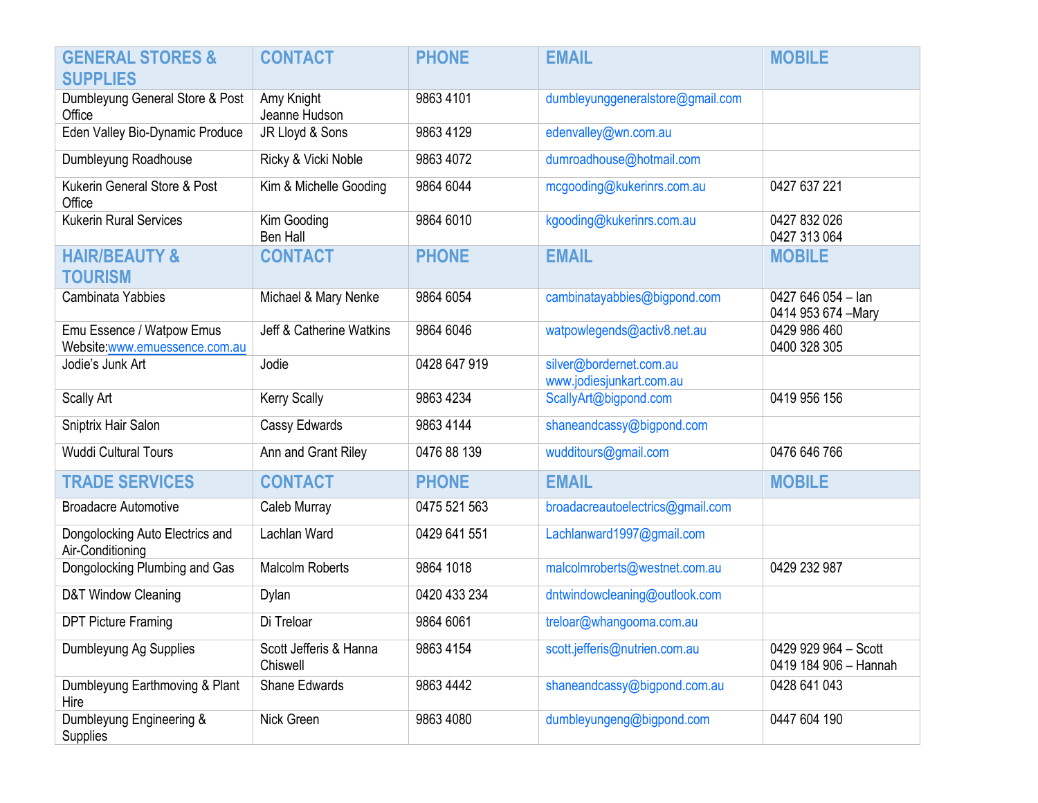| GENERAL STORES & SUPPLIES | CONTACT | PHONE | EMAIL | MOBILE |
|---|---|---|---|---|
| Dumbleyung General Store & Post Office | Amy Knight<br>Jeanne Hudson | 9863 4101 | dumbleyunggeneralstore@gmail.com | |
| Eden Valley Bio-Dynamic Produce | JR Lloyd & Sons | 9863 4129 | edenvalley@wn.com.au | |
| Dumbleyung Roadhouse | Ricky & Vicki Noble | 9863 4072 | dumroadhouse@hotmail.com | |
| Kukerin General Store & Post Office | Kim & Michelle Gooding | 9864 6044 | mcgooding@kukerinrs.com.au | 0427 637 221 |
| Kukerin Rural Services | Kim Gooding<br>Ben Hall | 9864 6010 | kgooding@kukerinrs.com.au | 0427 832 026<br>0427 313 064 |
| **HAIR/BEAUTY & TOURISM** | **CONTACT** | **PHONE** | **EMAIL** | **MOBILE** |
| Cambinata Yabbies | Michael & Mary Nenke | 9864 6054 | cambinatayabbies@bigpond.com | 0427 646 054 – Ian<br>0414 953 674 –Mary |
| Emu Essence / Watpow Emus Website:www.emuessence.com.au | Jeff & Catherine Watkins | 9864 6046 | watpowlegends@activ8.net.au | 0429 986 460<br>0400 328 305 |
| Jodie's Junk Art | Jodie | 0428 647 919 | silver@bordernet.com.au<br>www.jodiesjunkart.com.au | |
| Scally Art | Kerry Scally | 9863 4234 | ScallyArt@bigpond.com | 0419 956 156 |
| Sniptrix Hair Salon | Cassy Edwards | 9863 4144 | shaneandcassy@bigpond.com | |
| Wuddi Cultural Tours | Ann and Grant Riley | 0476 88 139 | wudditours@gmail.com | 0476 646 766 |
| **TRADE SERVICES** | **CONTACT** | **PHONE** | **EMAIL** | **MOBILE** |
| Broadacre Automotive | Caleb Murray | 0475 521 563 | broadacreautoelectrics@gmail.com | |
| Dongolocking Auto Electrics and Air-Conditioning | Lachlan Ward | 0429 641 551 | Lachlanward1997@gmail.com | |
| Dongolocking Plumbing and Gas | Malcolm Roberts | 9864 1018 | malcolmroberts@westnet.com.au | 0429 232 987 |
| D&T Window Cleaning | Dylan | 0420 433 234 | dntwindowcleaning@outlook.com | |
| DPT Picture Framing | Di Treloar | 9864 6061 | treloar@whangooma.com.au | |
| Dumbleyung Ag Supplies | Scott Jefferis & Hanna Chiswell | 9863 4154 | scott.jefferis@nutrien.com.au | 0429 929 964 – Scott<br>0419 184 906 – Hannah |
| Dumbleyung Earthmoving & Plant Hire | Shane Edwards | 9863 4442 | shaneandcassy@bigpond.com.au | 0428 641 043 |
| Dumbleyung Engineering & Supplies | Nick Green | 9863 4080 | dumbleyungeng@bigpond.com | 0447 604 190 |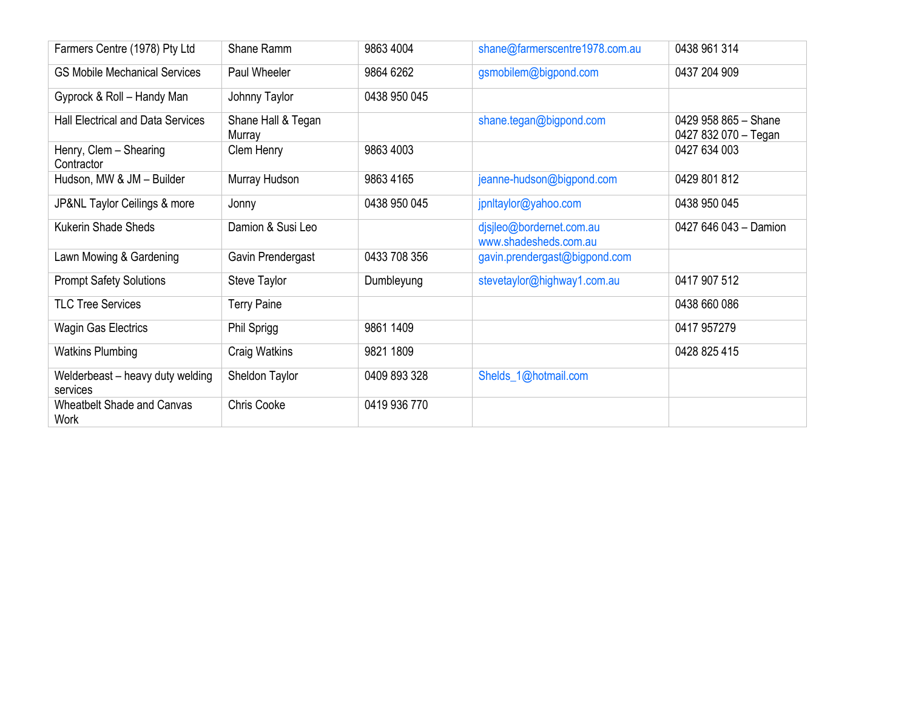| | | | | |
|---|---|---|---|---|
| Farmers Centre (1978) Pty Ltd | Shane Ramm | 9863 4004 | shane@farmerscentre1978.com.au | 0438 961 314 |
| GS Mobile Mechanical Services | Paul Wheeler | 9864 6262 | gsmobilem@bigpond.com | 0437 204 909 |
| Gyprock & Roll – Handy Man | Johnny Taylor | 0438 950 045 | | |
| Hall Electrical and Data Services | Shane Hall & Tegan Murray | | shane.tegan@bigpond.com | 0429 958 865 – Shane<br>0427 832 070 – Tegan |
| Henry, Clem – Shearing Contractor | Clem Henry | 9863 4003 | | 0427 634 003 |
| Hudson, MW & JM – Builder | Murray Hudson | 9863 4165 | jeanne-hudson@bigpond.com | 0429 801 812 |
| JP&NL Taylor Ceilings & more | Jonny | 0438 950 045 | jpnltaylor@yahoo.com | 0438 950 045 |
| Kukerin Shade Sheds | Damion & Susi Leo | | djsjleo@bordernet.com.au<br>www.shadesheds.com.au | 0427 646 043 – Damion |
| Lawn Mowing & Gardening | Gavin Prendergast | 0433 708 356 | gavin.prendergast@bigpond.com | |
| Prompt Safety Solutions | Steve Taylor | Dumbleyung | stevetaylor@highway1.com.au | 0417 907 512 |
| TLC Tree Services | Terry Paine | | | 0438 660 086 |
| Wagin Gas Electrics | Phil Sprigg | 9861 1409 | | 0417 957279 |
| Watkins Plumbing | Craig Watkins | 9821 1809 | | 0428 825 415 |
| Welderbeast – heavy duty welding services | Sheldon Taylor | 0409 893 328 | Shelds_1@hotmail.com | |
| Wheatbelt Shade and Canvas Work | Chris Cooke | 0419 936 770 | | |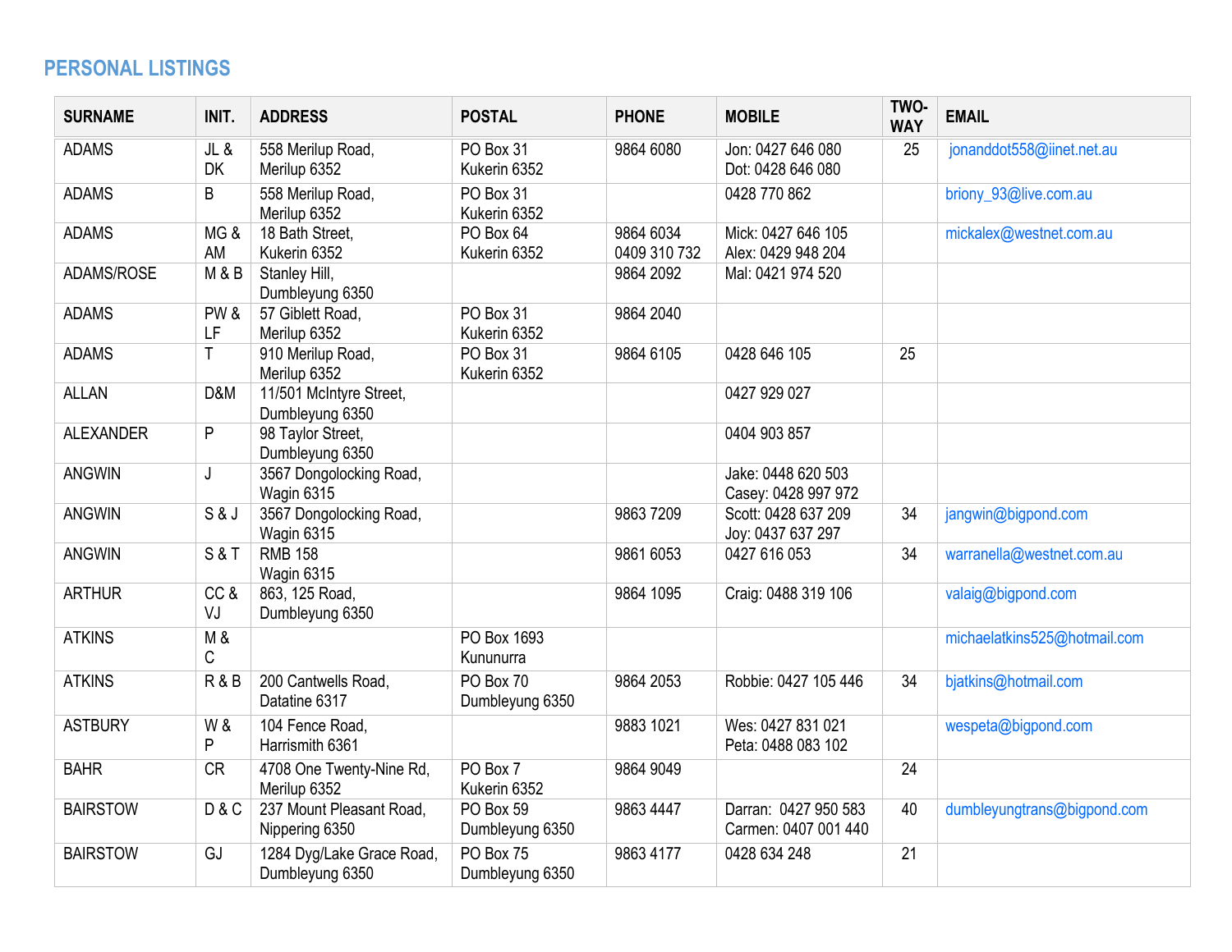## PERSONAL LISTINGS

| SURNAME | INIT. | ADDRESS | POSTAL | PHONE | MOBILE | TWO-WAY | EMAIL |
|---|---|---|---|---|---|---|---|
| ADAMS | JL & DK | 558 Merilup Road, Merilup 6352 | PO Box 31 Kukerin 6352 | 9864 6080 | Jon: 0427 646 080 Dot: 0428 646 080 | 25 | jonanddot558@iinet.net.au |
| ADAMS | B | 558 Merilup Road, Merilup 6352 | PO Box 31 Kukerin 6352 | | 0428 770 862 | | briony_93@live.com.au |
| ADAMS | MG & AM | 18 Bath Street, Kukerin 6352 | PO Box 64 Kukerin 6352 | 9864 6034 0409 310 732 | Mick: 0427 646 105 Alex: 0429 948 204 | | mickalex@westnet.com.au |
| ADAMS/ROSE | M & B | Stanley Hill, Dumbleyung 6350 | | 9864 2092 | Mal: 0421 974 520 | | |
| ADAMS | PW & LF | 57 Giblett Road, Merilup 6352 | PO Box 31 Kukerin 6352 | 9864 2040 | | | |
| ADAMS | T | 910 Merilup Road, Merilup 6352 | PO Box 31 Kukerin 6352 | 9864 6105 | 0428 646 105 | 25 | |
| ALLAN | D&M | 11/501 McIntyre Street, Dumbleyung 6350 | | | 0427 929 027 | | |
| ALEXANDER | P | 98 Taylor Street, Dumbleyung 6350 | | | 0404 903 857 | | |
| ANGWIN | J | 3567 Dongolocking Road, Wagin 6315 | | | Jake: 0448 620 503 Casey: 0428 997 972 | | |
| ANGWIN | S & J | 3567 Dongolocking Road, Wagin 6315 | | 9863 7209 | Scott: 0428 637 209 Joy: 0437 637 297 | 34 | jangwin@bigpond.com |
| ANGWIN | S & T | RMB 158 Wagin 6315 | | 9861 6053 | 0427 616 053 | 34 | warranella@westnet.com.au |
| ARTHUR | CC & VJ | 863, 125 Road, Dumbleyung 6350 | | 9864 1095 | Craig: 0488 319 106 | | valaig@bigpond.com |
| ATKINS | M & C | | PO Box 1693 Kununurra | | | | michaelatkins525@hotmail.com |
| ATKINS | R & B | 200 Cantwells Road, Datatine 6317 | PO Box 70 Dumbleyung 6350 | 9864 2053 | Robbie: 0427 105 446 | 34 | bjatkins@hotmail.com |
| ASTBURY | W & P | 104 Fence Road, Harrismith 6361 | | 9883 1021 | Wes: 0427 831 021 Peta: 0488 083 102 | | wespeta@bigpond.com |
| BAHR | CR | 4708 One Twenty-Nine Rd, Merilup 6352 | PO Box 7 Kukerin 6352 | 9864 9049 | | 24 | |
| BAIRSTOW | D & C | 237 Mount Pleasant Road, Nippering 6350 | PO Box 59 Dumbleyung 6350 | 9863 4447 | Darran: 0427 950 583 Carmen: 0407 001 440 | 40 | dumbleyungtrans@bigpond.com |
| BAIRSTOW | GJ | 1284 Dyg/Lake Grace Road, Dumbleyung 6350 | PO Box 75 Dumbleyung 6350 | 9863 4177 | 0428 634 248 | 21 | |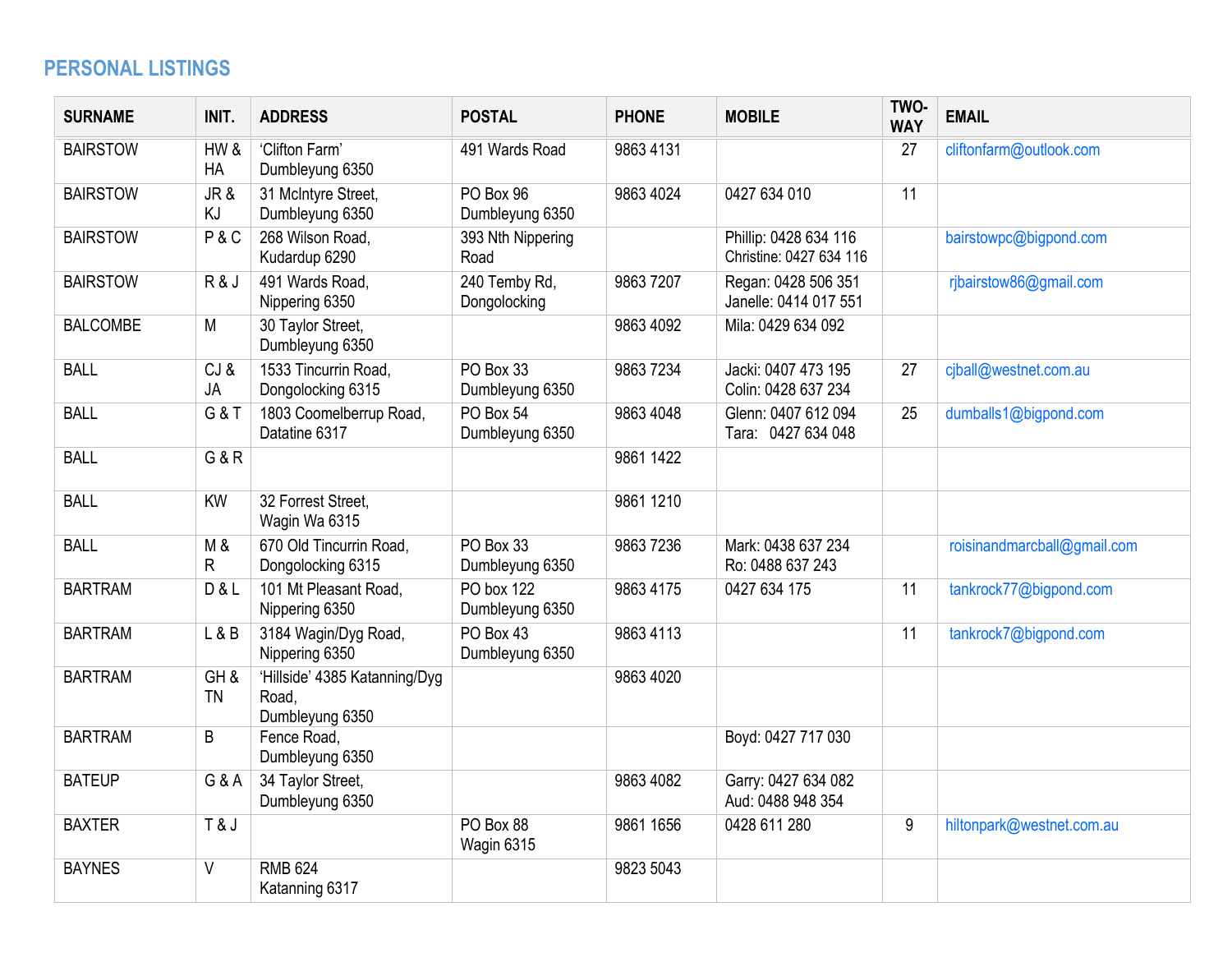## PERSONAL LISTINGS

| SURNAME | INIT. | ADDRESS | POSTAL | PHONE | MOBILE | TWO-WAY | EMAIL |
|---|---|---|---|---|---|---|---|
| BAIRSTOW | HW & HA | 'Clifton Farm' Dumbleyung 6350 | 491 Wards Road | 9863 4131 | | 27 | cliftonfarm@outlook.com |
| BAIRSTOW | JR & KJ | 31 McIntyre Street, Dumbleyung 6350 | PO Box 96 Dumbleyung 6350 | 9863 4024 | 0427 634 010 | 11 | |
| BAIRSTOW | P & C | 268 Wilson Road, Kudardup 6290 | 393 Nth Nippering Road | | Phillip: 0428 634 116 Christine: 0427 634 116 | | bairstowpc@bigpond.com |
| BAIRSTOW | R & J | 491 Wards Road, Nippering 6350 | 240 Temby Rd, Dongolocking | 9863 7207 | Regan: 0428 506 351 Janelle: 0414 017 551 | | rjbairstow86@gmail.com |
| BALCOMBE | M | 30 Taylor Street, Dumbleyung 6350 | | 9863 4092 | Mila: 0429 634 092 | | |
| BALL | CJ & JA | 1533 Tincurrin Road, Dongolocking 6315 | PO Box 33 Dumbleyung 6350 | 9863 7234 | Jacki: 0407 473 195 Colin: 0428 637 234 | 27 | cjball@westnet.com.au |
| BALL | G & T | 1803 Coomelberrup Road, Datatine 6317 | PO Box 54 Dumbleyung 6350 | 9863 4048 | Glenn: 0407 612 094 Tara: 0427 634 048 | 25 | dumballs1@bigpond.com |
| BALL | G & R | | | 9861 1422 | | | |
| BALL | KW | 32 Forrest Street, Wagin Wa 6315 | | 9861 1210 | | | |
| BALL | M & R | 670 Old Tincurrin Road, Dongolocking 6315 | PO Box 33 Dumbleyung 6350 | 9863 7236 | Mark: 0438 637 234 Ro: 0488 637 243 | | roisinandmarcball@gmail.com |
| BARTRAM | D & L | 101 Mt Pleasant Road, Nippering 6350 | PO box 122 Dumbleyung 6350 | 9863 4175 | 0427 634 175 | 11 | tankrock77@bigpond.com |
| BARTRAM | L & B | 3184 Wagin/Dyg Road, Nippering 6350 | PO Box 43 Dumbleyung 6350 | 9863 4113 | | 11 | tankrock7@bigpond.com |
| BARTRAM | GH & TN | 'Hillside' 4385 Katanning/Dyg Road, Dumbleyung 6350 | | 9863 4020 | | | |
| BARTRAM | B | Fence Road, Dumbleyung 6350 | | | Boyd: 0427 717 030 | | |
| BATEUP | G & A | 34 Taylor Street, Dumbleyung 6350 | | 9863 4082 | Garry: 0427 634 082 Aud: 0488 948 354 | | |
| BAXTER | T & J | | PO Box 88 Wagin 6315 | 9861 1656 | 0428 611 280 | 9 | hiltonpark@westnet.com.au |
| BAYNES | V | RMB 624 Katanning 6317 | | 9823 5043 | | | |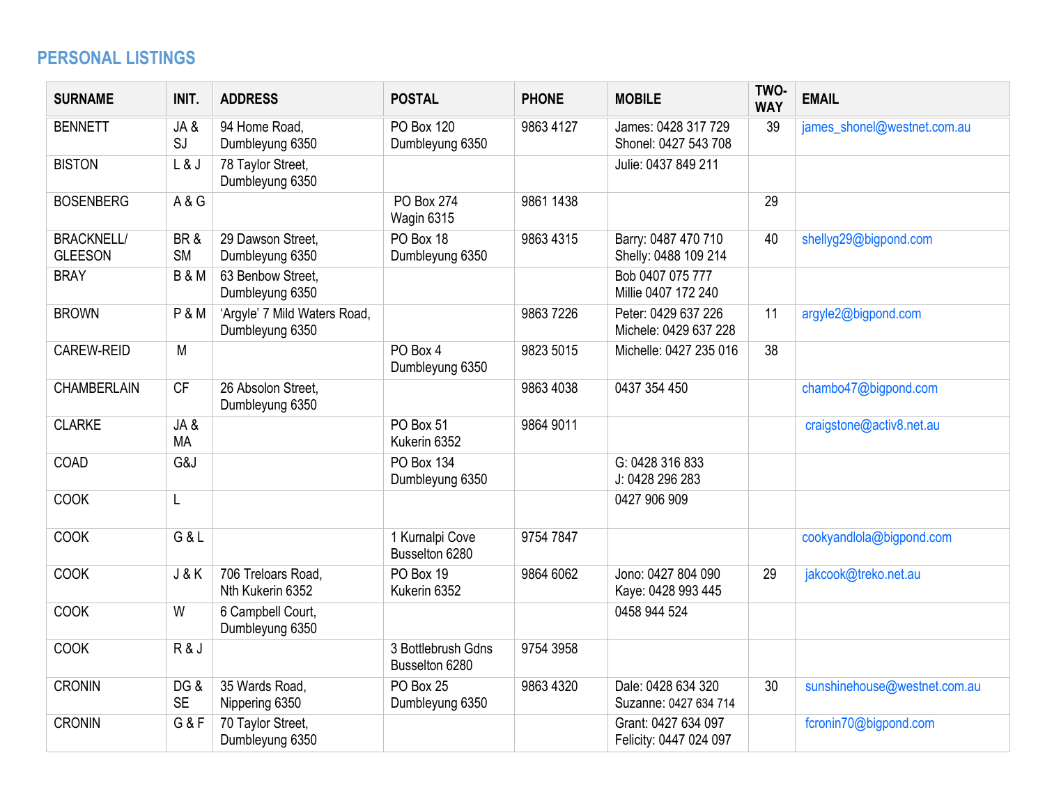## PERSONAL LISTINGS

| SURNAME | INIT. | ADDRESS | POSTAL | PHONE | MOBILE | TWO-WAY | EMAIL |
|---|---|---|---|---|---|---|---|
| BENNETT | JA & SJ | 94 Home Road, Dumbleyung 6350 | PO Box 120 Dumbleyung 6350 | 9863 4127 | James: 0428 317 729 Shonel: 0427 543 708 | 39 | james_shonel@westnet.com.au |
| BISTON | L & J | 78 Taylor Street, Dumbleyung 6350 | | | Julie: 0437 849 211 | | |
| BOSENBERG | A & G | | PO Box 274 Wagin 6315 | 9861 1438 | | 29 | |
| BRACKNELL/ GLEESON | BR & SM | 29 Dawson Street, Dumbleyung 6350 | PO Box 18 Dumbleyung 6350 | 9863 4315 | Barry: 0487 470 710 Shelly: 0488 109 214 | 40 | shellyg29@bigpond.com |
| BRAY | B & M | 63 Benbow Street, Dumbleyung 6350 | | | Bob 0407 075 777 Millie 0407 172 240 | | |
| BROWN | P & M | 'Argyle' 7 Mild Waters Road, Dumbleyung 6350 | | 9863 7226 | Peter: 0429 637 226 Michele: 0429 637 228 | 11 | argyle2@bigpond.com |
| CAREW-REID | M | | PO Box 4 Dumbleyung 6350 | 9823 5015 | Michelle: 0427 235 016 | 38 | |
| CHAMBERLAIN | CF | 26 Absolon Street, Dumbleyung 6350 | | 9863 4038 | 0437 354 450 | | chambo47@bigpond.com |
| CLARKE | JA & MA | | PO Box 51 Kukerin 6352 | 9864 9011 | | | craigstone@activ8.net.au |
| COAD | G&J | | PO Box 134 Dumbleyung 6350 | | G: 0428 316 833 J: 0428 296 283 | | |
| COOK | L | | | | 0427 906 909 | | |
| COOK | G & L | | 1 Kurnalpi Cove Busselton 6280 | 9754 7847 | | | cookyandlola@bigpond.com |
| COOK | J & K | 706 Treloars Road, Nth Kukerin 6352 | PO Box 19 Kukerin 6352 | 9864 6062 | Jono: 0427 804 090 Kaye: 0428 993 445 | 29 | jakcook@treko.net.au |
| COOK | W | 6 Campbell Court, Dumbleyung 6350 | | | 0458 944 524 | | |
| COOK | R & J | | 3 Bottlebrush Gdns Busselton 6280 | 9754 3958 | | | |
| CRONIN | DG & SE | 35 Wards Road, Nippering 6350 | PO Box 25 Dumbleyung 6350 | 9863 4320 | Dale: 0428 634 320 Suzanne: 0427 634 714 | 30 | sunshinehouse@westnet.com.au |
| CRONIN | G & F | 70 Taylor Street, Dumbleyung 6350 | | | Grant: 0427 634 097 Felicity: 0447 024 097 | | fcronin70@bigpond.com |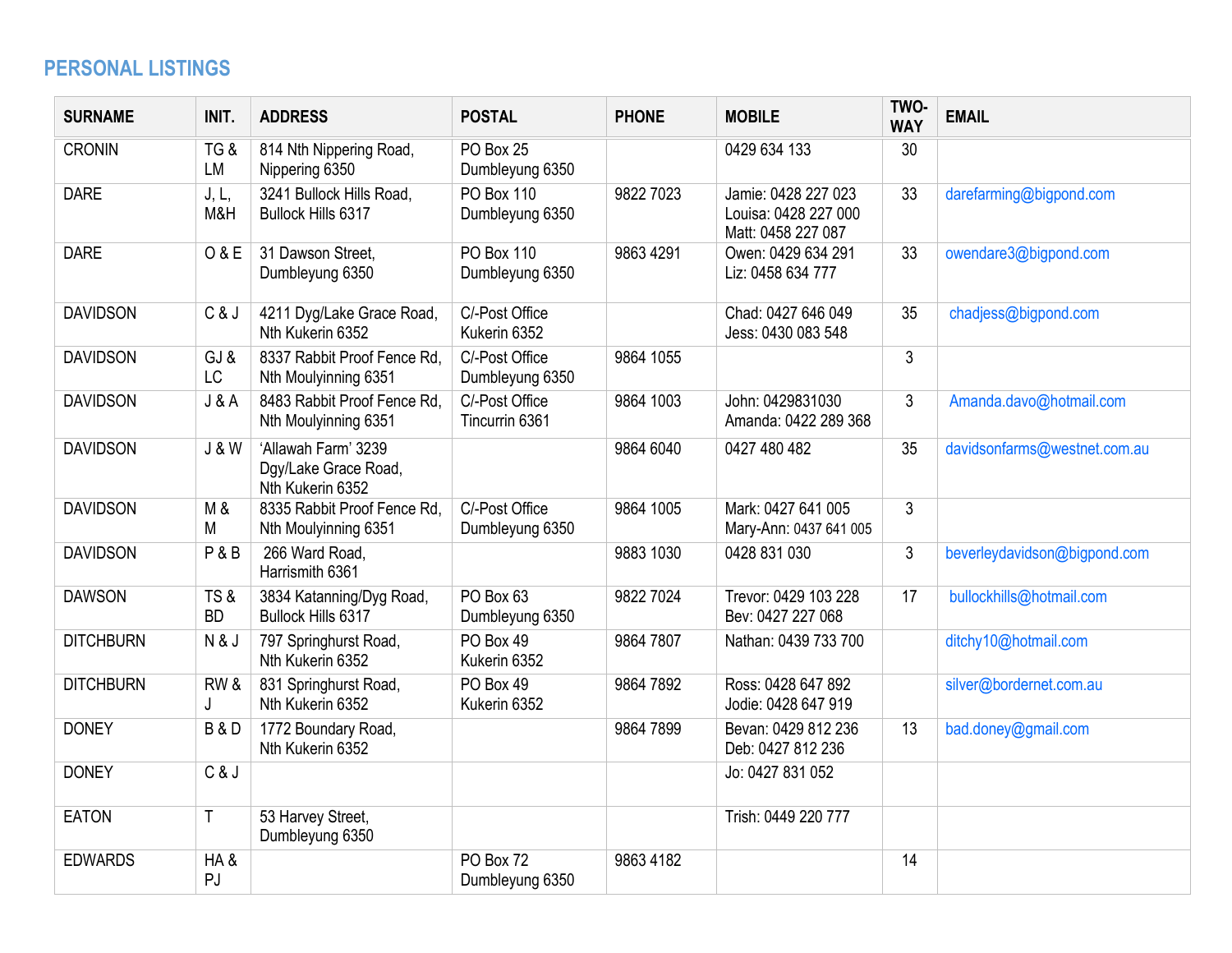## PERSONAL LISTINGS

| SURNAME | INIT. | ADDRESS | POSTAL | PHONE | MOBILE | TWO-WAY | EMAIL |
|---|---|---|---|---|---|---|---|
| CRONIN | TG & LM | 814 Nth Nippering Road, Nippering 6350 | PO Box 25 Dumbleyung 6350 | | 0429 634 133 | 30 | |
| DARE | J, L, M&H | 3241 Bullock Hills Road, Bullock Hills 6317 | PO Box 110 Dumbleyung 6350 | 9822 7023 | Jamie: 0428 227 023 Louisa: 0428 227 000 Matt: 0458 227 087 | 33 | darefarming@bigpond.com |
| DARE | O & E | 31 Dawson Street, Dumbleyung 6350 | PO Box 110 Dumbleyung 6350 | 9863 4291 | Owen: 0429 634 291 Liz: 0458 634 777 | 33 | owendare3@bigpond.com |
| DAVIDSON | C & J | 4211 Dyg/Lake Grace Road, Nth Kukerin 6352 | C/-Post Office Kukerin 6352 | | Chad: 0427 646 049 Jess: 0430 083 548 | 35 | chadjess@bigpond.com |
| DAVIDSON | GJ & LC | 8337 Rabbit Proof Fence Rd, Nth Moulyinning 6351 | C/-Post Office Dumbleyung 6350 | 9864 1055 | | 3 | |
| DAVIDSON | J & A | 8483 Rabbit Proof Fence Rd, Nth Moulyinning 6351 | C/-Post Office Tincurrin 6361 | 9864 1003 | John: 0429831030 Amanda: 0422 289 368 | 3 | Amanda.davo@hotmail.com |
| DAVIDSON | J & W | 'Allawah Farm' 3239 Dgy/Lake Grace Road, Nth Kukerin 6352 | | 9864 6040 | 0427 480 482 | 35 | davidsonfarms@westnet.com.au |
| DAVIDSON | M & M | 8335 Rabbit Proof Fence Rd, Nth Moulyinning 6351 | C/-Post Office Dumbleyung 6350 | 9864 1005 | Mark: 0427 641 005 Mary-Ann: 0437 641 005 | 3 | |
| DAVIDSON | P & B | 266 Ward Road, Harrismith 6361 | | 9883 1030 | 0428 831 030 | 3 | beverleydavidson@bigpond.com |
| DAWSON | TS & BD | 3834 Katanning/Dyg Road, Bullock Hills 6317 | PO Box 63 Dumbleyung 6350 | 9822 7024 | Trevor: 0429 103 228 Bev: 0427 227 068 | 17 | bullockhills@hotmail.com |
| DITCHBURN | N & J | 797 Springhurst Road, Nth Kukerin 6352 | PO Box 49 Kukerin 6352 | 9864 7807 | Nathan: 0439 733 700 | | ditchy10@hotmail.com |
| DITCHBURN | RW & J | 831 Springhurst Road, Nth Kukerin 6352 | PO Box 49 Kukerin 6352 | 9864 7892 | Ross: 0428 647 892 Jodie: 0428 647 919 | | silver@bordernet.com.au |
| DONEY | B & D | 1772 Boundary Road, Nth Kukerin 6352 | | 9864 7899 | Bevan: 0429 812 236 Deb: 0427 812 236 | 13 | bad.doney@gmail.com |
| DONEY | C & J | | | | Jo: 0427 831 052 | | |
| EATON | T | 53 Harvey Street, Dumbleyung 6350 | | | Trish: 0449 220 777 | | |
| EDWARDS | HA & PJ | | PO Box 72 Dumbleyung 6350 | 9863 4182 | | 14 | |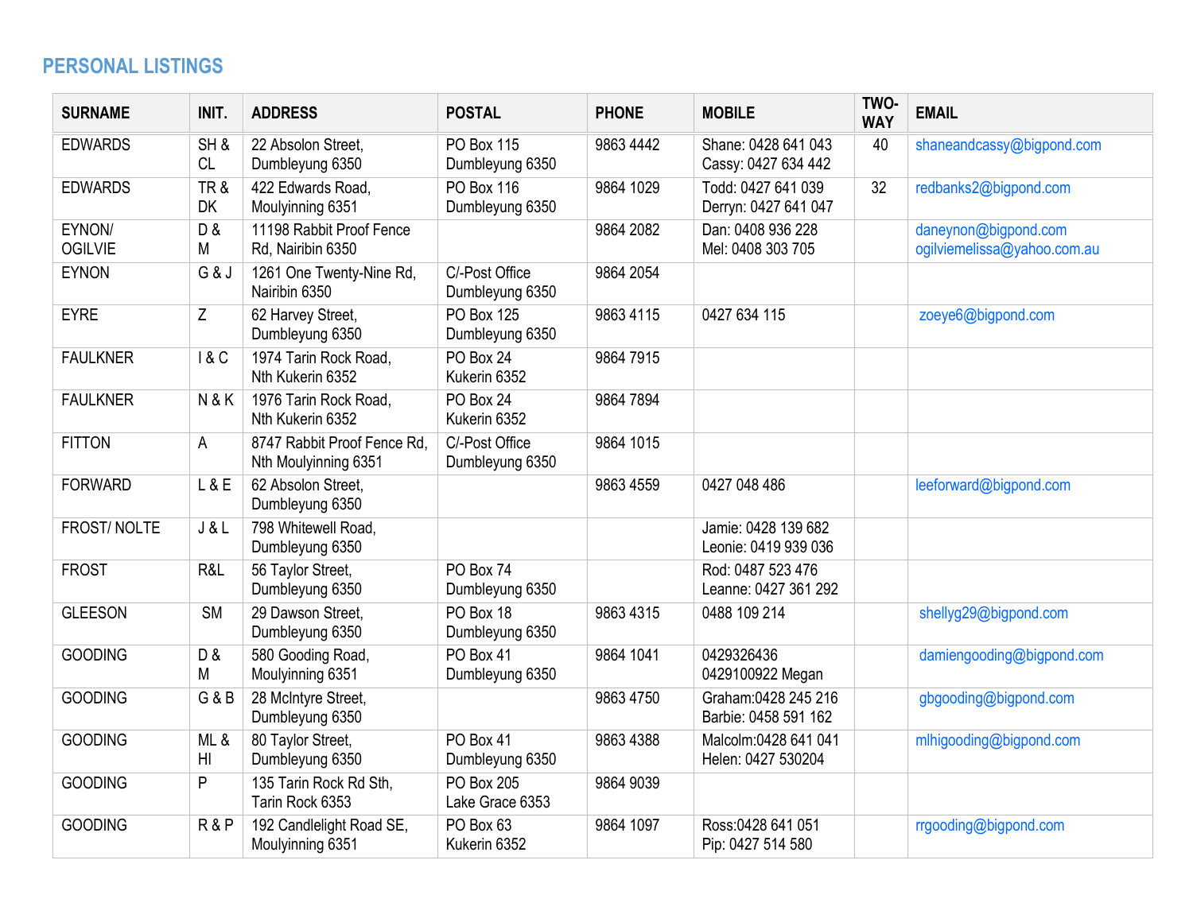## PERSONAL LISTINGS

| SURNAME | INIT. | ADDRESS | POSTAL | PHONE | MOBILE | TWO-WAY | EMAIL |
|---|---|---|---|---|---|---|---|
| EDWARDS | SH & CL | 22 Absolon Street, Dumbleyung 6350 | PO Box 115 Dumbleyung 6350 | 9863 4442 | Shane: 0428 641 043 Cassy: 0427 634 442 | 40 | shaneandcassy@bigpond.com |
| EDWARDS | TR & DK | 422 Edwards Road, Moulyinning 6351 | PO Box 116 Dumbleyung 6350 | 9864 1029 | Todd: 0427 641 039 Derryn: 0427 641 047 | 32 | redbanks2@bigpond.com |
| EYNON/ OGILVIE | D & M | 11198 Rabbit Proof Fence Rd, Nairibin 6350 | | 9864 2082 | Dan: 0408 936 228 Mel: 0408 303 705 | | daneynon@bigpond.com ogilviemelissa@yahoo.com.au |
| EYNON | G & J | 1261 One Twenty-Nine Rd, Nairibin 6350 | C/-Post Office Dumbleyung 6350 | 9864 2054 | | | |
| EYRE | Z | 62 Harvey Street, Dumbleyung 6350 | PO Box 125 Dumbleyung 6350 | 9863 4115 | 0427 634 115 | | zoeye6@bigpond.com |
| FAULKNER | I & C | 1974 Tarin Rock Road, Nth Kukerin 6352 | PO Box 24 Kukerin 6352 | 9864 7915 | | | |
| FAULKNER | N & K | 1976 Tarin Rock Road, Nth Kukerin 6352 | PO Box 24 Kukerin 6352 | 9864 7894 | | | |
| FITTON | A | 8747 Rabbit Proof Fence Rd, Nth Moulyinning 6351 | C/-Post Office Dumbleyung 6350 | 9864 1015 | | | |
| FORWARD | L & E | 62 Absolon Street, Dumbleyung 6350 | | 9863 4559 | 0427 048 486 | | leeforward@bigpond.com |
| FROST/ NOLTE | J & L | 798 Whitewell Road, Dumbleyung 6350 | | | Jamie: 0428 139 682 Leonie: 0419 939 036 | | |
| FROST | R&L | 56 Taylor Street, Dumbleyung 6350 | PO Box 74 Dumbleyung 6350 | | Rod: 0487 523 476 Leanne: 0427 361 292 | | |
| GLEESON | SM | 29 Dawson Street, Dumbleyung 6350 | PO Box 18 Dumbleyung 6350 | 9863 4315 | 0488 109 214 | | shellyg29@bigpond.com |
| GOODING | D & M | 580 Gooding Road, Moulyinning 6351 | PO Box 41 Dumbleyung 6350 | 9864 1041 | 0429326436 0429100922 Megan | | damiengooding@bigpond.com |
| GOODING | G & B | 28 McIntyre Street, Dumbleyung 6350 | | 9863 4750 | Graham:0428 245 216 Barbie: 0458 591 162 | | gbgooding@bigpond.com |
| GOODING | ML & HI | 80 Taylor Street, Dumbleyung 6350 | PO Box 41 Dumbleyung 6350 | 9863 4388 | Malcolm:0428 641 041 Helen: 0427 530204 | | mlhigooding@bigpond.com |
| GOODING | P | 135 Tarin Rock Rd Sth, Tarin Rock 6353 | PO Box 205 Lake Grace 6353 | 9864 9039 | | | |
| GOODING | R & P | 192 Candlelight Road SE, Moulyinning 6351 | PO Box 63 Kukerin 6352 | 9864 1097 | Ross:0428 641 051 Pip: 0427 514 580 | | rrgooding@bigpond.com |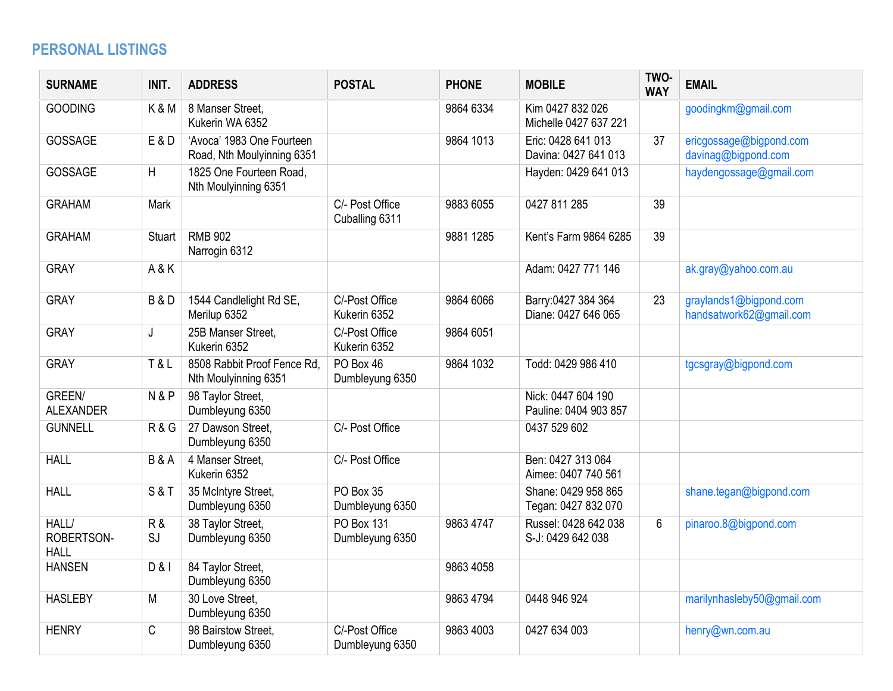## PERSONAL LISTINGS

| SURNAME | INIT. | ADDRESS | POSTAL | PHONE | MOBILE | TWO-WAY | EMAIL |
|---|---|---|---|---|---|---|---|
| GOODING | K & M | 8 Manser Street, Kukerin WA 6352 | | 9864 6334 | Kim 0427 832 026 Michelle 0427 637 221 | | goodingkm@gmail.com |
| GOSSAGE | E & D | 'Avoca' 1983 One Fourteen Road, Nth Moulyinning 6351 | | 9864 1013 | Eric: 0428 641 013 Davina: 0427 641 013 | 37 | ericgossage@bigpond.com davinag@bigpond.com |
| GOSSAGE | H | 1825 One Fourteen Road, Nth Moulyinning 6351 | | | Hayden: 0429 641 013 | | haydengossage@gmail.com |
| GRAHAM | Mark | | C/- Post Office Cuballing 6311 | 9883 6055 | 0427 811 285 | 39 | |
| GRAHAM | Stuart | RMB 902 Narrogin 6312 | | 9881 1285 | Kent's Farm 9864 6285 | 39 | |
| GRAY | A & K | | | | Adam: 0427 771 146 | | ak.gray@yahoo.com.au |
| GRAY | B & D | 1544 Candlelight Rd SE, Merilup 6352 | C/-Post Office Kukerin 6352 | 9864 6066 | Barry:0427 384 364 Diane: 0427 646 065 | 23 | graylands1@bigpond.com handsatwork62@gmail.com |
| GRAY | J | 25B Manser Street, Kukerin 6352 | C/-Post Office Kukerin 6352 | 9864 6051 | | | |
| GRAY | T & L | 8508 Rabbit Proof Fence Rd, Nth Moulyinning 6351 | PO Box 46 Dumbleyung 6350 | 9864 1032 | Todd: 0429 986 410 | | tgcsgray@bigpond.com |
| GREEN/ ALEXANDER | N & P | 98 Taylor Street, Dumbleyung 6350 | | | Nick: 0447 604 190 Pauline: 0404 903 857 | | |
| GUNNELL | R & G | 27 Dawson Street, Dumbleyung 6350 | C/- Post Office | | 0437 529 602 | | |
| HALL | B & A | 4 Manser Street, Kukerin 6352 | C/- Post Office | | Ben: 0427 313 064 Aimee: 0407 740 561 | | |
| HALL | S & T | 35 McIntyre Street, Dumbleyung 6350 | PO Box 35 Dumbleyung 6350 | | Shane: 0429 958 865 Tegan: 0427 832 070 | | shane.tegan@bigpond.com |
| HALL/ ROBERTSON-HALL | R & SJ | 38 Taylor Street, Dumbleyung 6350 | PO Box 131 Dumbleyung 6350 | 9863 4747 | Russel: 0428 642 038 S-J: 0429 642 038 | 6 | pinaroo.8@bigpond.com |
| HANSEN | D & I | 84 Taylor Street, Dumbleyung 6350 | | 9863 4058 | | | |
| HASLEBY | M | 30 Love Street, Dumbleyung 6350 | | 9863 4794 | 0448 946 924 | | marilynhasleby50@gmail.com |
| HENRY | C | 98 Bairstow Street, Dumbleyung 6350 | C/-Post Office Dumbleyung 6350 | 9863 4003 | 0427 634 003 | | henry@wn.com.au |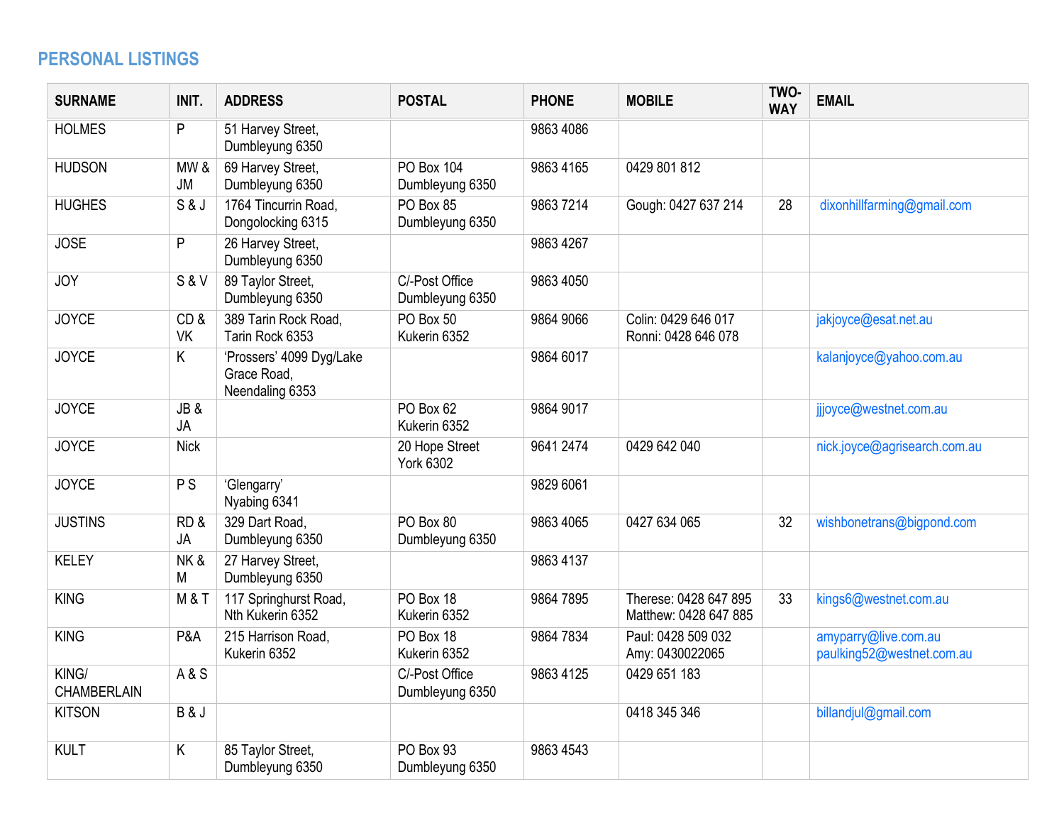## PERSONAL LISTINGS

| SURNAME | INIT. | ADDRESS | POSTAL | PHONE | MOBILE | TWO-WAY | EMAIL |
|---|---|---|---|---|---|---|---|
| HOLMES | P | 51 Harvey Street, Dumbleyung 6350 | | 9863 4086 | | | |
| HUDSON | MW & JM | 69 Harvey Street, Dumbleyung 6350 | PO Box 104 Dumbleyung 6350 | 9863 4165 | 0429 801 812 | | |
| HUGHES | S & J | 1764 Tincurrin Road, Dongolocking 6315 | PO Box 85 Dumbleyung 6350 | 9863 7214 | Gough: 0427 637 214 | 28 | dixonhillfarming@gmail.com |
| JOSE | P | 26 Harvey Street, Dumbleyung 6350 | | 9863 4267 | | | |
| JOY | S & V | 89 Taylor Street, Dumbleyung 6350 | C/-Post Office Dumbleyung 6350 | 9863 4050 | | | |
| JOYCE | CD & VK | 389 Tarin Rock Road, Tarin Rock 6353 | PO Box 50 Kukerin 6352 | 9864 9066 | Colin: 0429 646 017 Ronni: 0428 646 078 | | jakjoyce@esat.net.au |
| JOYCE | K | 'Prossers' 4099 Dyg/Lake Grace Road, Neendaling 6353 | | 9864 6017 | | | kalanjoyce@yahoo.com.au |
| JOYCE | JB & JA | | PO Box 62 Kukerin 6352 | 9864 9017 | | | jjjoyce@westnet.com.au |
| JOYCE | Nick | | 20 Hope Street York 6302 | 9641 2474 | 0429 642 040 | | nick.joyce@agrisearch.com.au |
| JOYCE | P S | 'Glengarry' Nyabing 6341 | | 9829 6061 | | | |
| JUSTINS | RD & JA | 329 Dart Road, Dumbleyung 6350 | PO Box 80 Dumbleyung 6350 | 9863 4065 | 0427 634 065 | 32 | wishbonetrans@bigpond.com |
| KELEY | NK & M | 27 Harvey Street, Dumbleyung 6350 | | 9863 4137 | | | |
| KING | M & T | 117 Springhurst Road, Nth Kukerin 6352 | PO Box 18 Kukerin 6352 | 9864 7895 | Therese: 0428 647 895 Matthew: 0428 647 885 | 33 | kings6@westnet.com.au |
| KING | P&A | 215 Harrison Road, Kukerin 6352 | PO Box 18 Kukerin 6352 | 9864 7834 | Paul: 0428 509 032 Amy: 0430022065 | | amyparry@live.com.au paulking52@westnet.com.au |
| KING/ CHAMBERLAIN | A & S | | C/-Post Office Dumbleyung 6350 | 9863 4125 | 0429 651 183 | | |
| KITSON | B & J | | | | 0418 345 346 | | billandjul@gmail.com |
| KULT | K | 85 Taylor Street, Dumbleyung 6350 | PO Box 93 Dumbleyung 6350 | 9863 4543 | | | |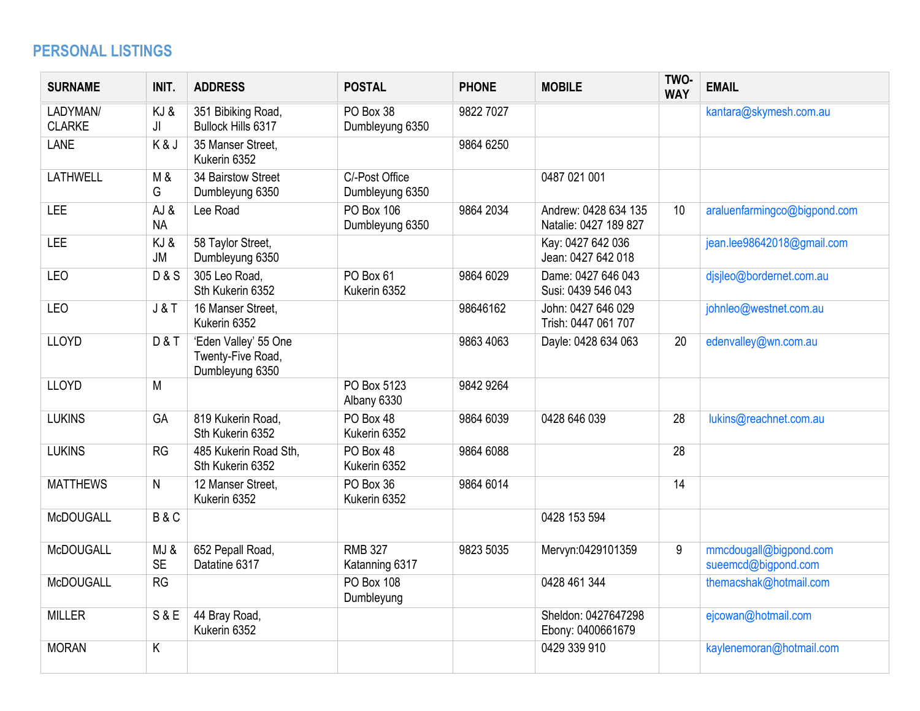## PERSONAL LISTINGS

| SURNAME | INIT. | ADDRESS | POSTAL | PHONE | MOBILE | TWO-WAY | EMAIL |
|---|---|---|---|---|---|---|---|
| LADYMAN/ CLARKE | KJ & JI | 351 Bibiking Road, Bullock Hills 6317 | PO Box 38 Dumbleyung 6350 | 9822 7027 | | | kantara@skymesh.com.au |
| LANE | K & J | 35 Manser Street, Kukerin 6352 | | 9864 6250 | | | |
| LATHWELL | M & G | 34 Bairstow Street Dumbleyung 6350 | C/-Post Office Dumbleyung 6350 | | 0487 021 001 | | |
| LEE | AJ & NA | Lee Road | PO Box 106 Dumbleyung 6350 | 9864 2034 | Andrew: 0428 634 135 Natalie: 0427 189 827 | 10 | araluenfarmingco@bigpond.com |
| LEE | KJ & JM | 58 Taylor Street, Dumbleyung 6350 | | | Kay: 0427 642 036 Jean: 0427 642 018 | | jean.lee98642018@gmail.com |
| LEO | D & S | 305 Leo Road, Sth Kukerin 6352 | PO Box 61 Kukerin 6352 | 9864 6029 | Dame: 0427 646 043 Susi: 0439 546 043 | | djsjleo@bordernet.com.au |
| LEO | J & T | 16 Manser Street, Kukerin 6352 | | 98646162 | John: 0427 646 029 Trish: 0447 061 707 | | johnleo@westnet.com.au |
| LLOYD | D & T | 'Eden Valley' 55 One Twenty-Five Road, Dumbleyung 6350 | | 9863 4063 | Dayle: 0428 634 063 | 20 | edenvalley@wn.com.au |
| LLOYD | M | | PO Box 5123 Albany 6330 | 9842 9264 | | | |
| LUKINS | GA | 819 Kukerin Road, Sth Kukerin 6352 | PO Box 48 Kukerin 6352 | 9864 6039 | 0428 646 039 | 28 | lukins@reachnet.com.au |
| LUKINS | RG | 485 Kukerin Road Sth, Sth Kukerin 6352 | PO Box 48 Kukerin 6352 | 9864 6088 | | 28 | |
| MATTHEWS | N | 12 Manser Street, Kukerin 6352 | PO Box 36 Kukerin 6352 | 9864 6014 | | 14 | |
| McDOUGALL | B & C | | | | 0428 153 594 | | |
| McDOUGALL | MJ & SE | 652 Pepall Road, Datatine 6317 | RMB 327 Katanning 6317 | 9823 5035 | Mervyn:0429101359 | 9 | mmcdougall@bigpond.com sueemcd@bigpond.com |
| McDOUGALL | RG | | PO Box 108 Dumbleyung | | 0428 461 344 | | themacshak@hotmail.com |
| MILLER | S & E | 44 Bray Road, Kukerin 6352 | | | Sheldon: 0427647298 Ebony: 0400661679 | | ejcowan@hotmail.com |
| MORAN | K | | | | 0429 339 910 | | kaylenemoran@hotmail.com |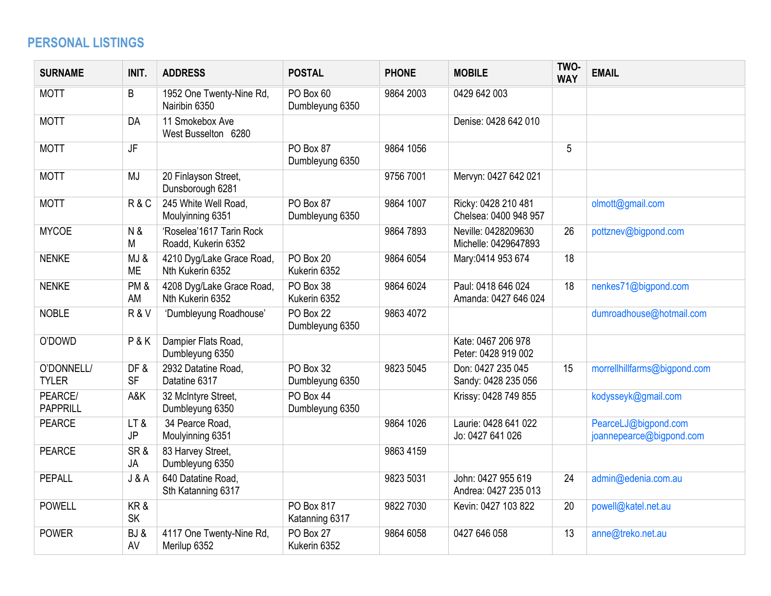## PERSONAL LISTINGS

| SURNAME | INIT. | ADDRESS | POSTAL | PHONE | MOBILE | TWO-WAY | EMAIL |
|---|---|---|---|---|---|---|---|
| MOTT | B | 1952 One Twenty-Nine Rd, Nairibin 6350 | PO Box 60 Dumbleyung 6350 | 9864 2003 | 0429 642 003 | | |
| MOTT | DA | 11 Smokebox Ave West Busselton 6280 | | | Denise: 0428 642 010 | | |
| MOTT | JF | | PO Box 87 Dumbleyung 6350 | 9864 1056 | | 5 | |
| MOTT | MJ | 20 Finlayson Street, Dunsborough 6281 | | 9756 7001 | Mervyn: 0427 642 021 | | |
| MOTT | R & C | 245 White Well Road, Moulyinning 6351 | PO Box 87 Dumbleyung 6350 | 9864 1007 | Ricky: 0428 210 481 Chelsea: 0400 948 957 | | olmott@gmail.com |
| MYCOE | N & M | 'Roselea'1617 Tarin Rock Roadd, Kukerin 6352 | | 9864 7893 | Neville: 0428209630 Michelle: 0429647893 | 26 | pottznev@bigpond.com |
| NENKE | MJ & ME | 4210 Dyg/Lake Grace Road, Nth Kukerin 6352 | PO Box 20 Kukerin 6352 | 9864 6054 | Mary:0414 953 674 | 18 | |
| NENKE | PM & AM | 4208 Dyg/Lake Grace Road, Nth Kukerin 6352 | PO Box 38 Kukerin 6352 | 9864 6024 | Paul: 0418 646 024 Amanda: 0427 646 024 | 18 | nenkes71@bigpond.com |
| NOBLE | R & V | 'Dumbleyung Roadhouse' | PO Box 22 Dumbleyung 6350 | 9863 4072 | | | dumroadhouse@hotmail.com |
| O'DOWD | P & K | Dampier Flats Road, Dumbleyung 6350 | | | Kate: 0467 206 978 Peter: 0428 919 002 | | |
| O'DONNELL/ TYLER | DF & SF | 2932 Datatine Road, Datatine 6317 | PO Box 32 Dumbleyung 6350 | 9823 5045 | Don: 0427 235 045 Sandy: 0428 235 056 | 15 | morrellhillfarms@bigpond.com |
| PEARCE/ PAPPRILL | A&K | 32 McIntyre Street, Dumbleyung 6350 | PO Box 44 Dumbleyung 6350 | | Krissy: 0428 749 855 | | kodysseyk@gmail.com |
| PEARCE | LT & JP | 34 Pearce Road, Moulyinning 6351 | | 9864 1026 | Laurie: 0428 641 022 Jo: 0427 641 026 | | PearceLJ@bigpond.com joannepearce@bigpond.com |
| PEARCE | SR & JA | 83 Harvey Street, Dumbleyung 6350 | | 9863 4159 | | | |
| PEPALL | J & A | 640 Datatine Road, Sth Katanning 6317 | | 9823 5031 | John: 0427 955 619 Andrea: 0427 235 013 | 24 | admin@edenia.com.au |
| POWELL | KR & SK | | PO Box 817 Katanning 6317 | 9822 7030 | Kevin: 0427 103 822 | 20 | powell@katel.net.au |
| POWER | BJ & AV | 4117 One Twenty-Nine Rd, Merilup 6352 | PO Box 27 Kukerin 6352 | 9864 6058 | 0427 646 058 | 13 | anne@treko.net.au |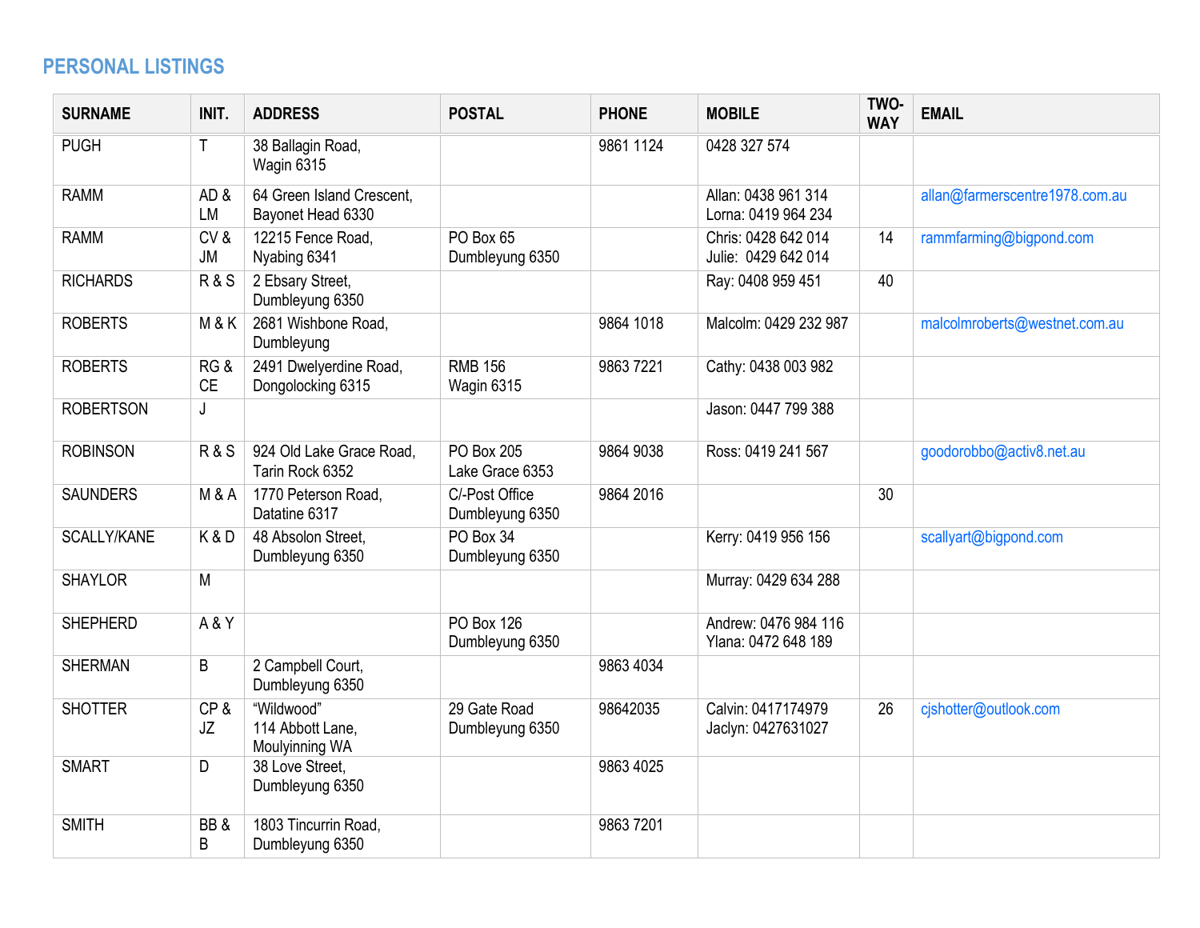## PERSONAL LISTINGS

| SURNAME | INIT. | ADDRESS | POSTAL | PHONE | MOBILE | TWO-WAY | EMAIL |
|---|---|---|---|---|---|---|---|
| PUGH | T | 38 Ballagin Road,<br>Wagin 6315 | | 9861 1124 | 0428 327 574 | | |
| RAMM | AD & LM | 64 Green Island Crescent,<br>Bayonet Head 6330 | | | Allan: 0438 961 314<br>Lorna: 0419 964 234 | | allan@farmerscentre1978.com.au |
| RAMM | CV & JM | 12215 Fence Road,<br>Nyabing 6341 | PO Box 65<br>Dumbleyung 6350 | | Chris: 0428 642 014<br>Julie: 0429 642 014 | 14 | rammfarming@bigpond.com |
| RICHARDS | R & S | 2 Ebsary Street,<br>Dumbleyung 6350 | | | Ray: 0408 959 451 | 40 | |
| ROBERTS | M & K | 2681 Wishbone Road,<br>Dumbleyung | | 9864 1018 | Malcolm: 0429 232 987 | | malcolmroberts@westnet.com.au |
| ROBERTS | RG & CE | 2491 Dwelyerdine Road,<br>Dongolocking 6315 | RMB 156<br>Wagin 6315 | 9863 7221 | Cathy: 0438 003 982 | | |
| ROBERTSON | J | | | | Jason: 0447 799 388 | | |
| ROBINSON | R & S | 924 Old Lake Grace Road,<br>Tarin Rock 6352 | PO Box 205<br>Lake Grace 6353 | 9864 9038 | Ross: 0419 241 567 | | goodorobbo@activ8.net.au |
| SAUNDERS | M & A | 1770 Peterson Road,<br>Datatine 6317 | C/-Post Office<br>Dumbleyung 6350 | 9864 2016 | | 30 | |
| SCALLY/KANE | K & D | 48 Absolon Street,<br>Dumbleyung 6350 | PO Box 34<br>Dumbleyung 6350 | | Kerry: 0419 956 156 | | scallyart@bigpond.com |
| SHAYLOR | M | | | | Murray: 0429 634 288 | | |
| SHEPHERD | A & Y | | PO Box 126<br>Dumbleyung 6350 | | Andrew: 0476 984 116<br>Ylana: 0472 648 189 | | |
| SHERMAN | B | 2 Campbell Court,<br>Dumbleyung 6350 | | 9863 4034 | | | |
| SHOTTER | CP & JZ | "Wildwood"<br>114 Abbott Lane,<br>Moulyinning WA | 29 Gate Road<br>Dumbleyung 6350 | 98642035 | Calvin: 0417174979<br>Jaclyn: 0427631027 | 26 | cjshotter@outlook.com |
| SMART | D | 38 Love Street,<br>Dumbleyung 6350 | | 9863 4025 | | | |
| SMITH | BB & B | 1803 Tincurrin Road,<br>Dumbleyung 6350 | | 9863 7201 | | | |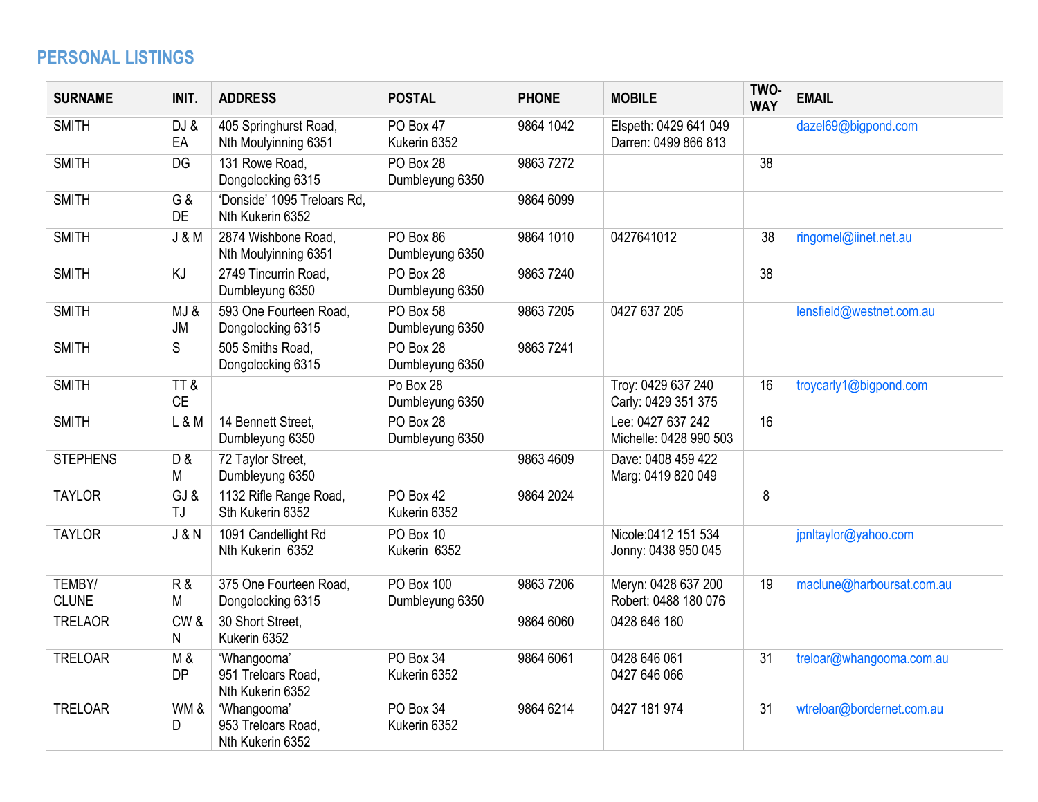## PERSONAL LISTINGS

| SURNAME | INIT. | ADDRESS | POSTAL | PHONE | MOBILE | TWO-WAY | EMAIL |
|---|---|---|---|---|---|---|---|
| SMITH | DJ & EA | 405 Springhurst Road, Nth Moulyinning 6351 | PO Box 47 Kukerin 6352 | 9864 1042 | Elspeth: 0429 641 049 Darren: 0499 866 813 | | dazel69@bigpond.com |
| SMITH | DG | 131 Rowe Road, Dongolocking 6315 | PO Box 28 Dumbleyung 6350 | 9863 7272 | | 38 | |
| SMITH | G & DE | 'Donside' 1095 Treloars Rd, Nth Kukerin 6352 | | 9864 6099 | | | |
| SMITH | J & M | 2874 Wishbone Road, Nth Moulyinning 6351 | PO Box 86 Dumbleyung 6350 | 9864 1010 | 0427641012 | 38 | ringomel@iinet.net.au |
| SMITH | KJ | 2749 Tincurrin Road, Dumbleyung 6350 | PO Box 28 Dumbleyung 6350 | 9863 7240 | | 38 | |
| SMITH | MJ & JM | 593 One Fourteen Road, Dongolocking 6315 | PO Box 58 Dumbleyung 6350 | 9863 7205 | 0427 637 205 | | lensfield@westnet.com.au |
| SMITH | S | 505 Smiths Road, Dongolocking 6315 | PO Box 28 Dumbleyung 6350 | 9863 7241 | | | |
| SMITH | TT & CE | | Po Box 28 Dumbleyung 6350 | | Troy: 0429 637 240 Carly: 0429 351 375 | 16 | troycarly1@bigpond.com |
| SMITH | L & M | 14 Bennett Street, Dumbleyung 6350 | PO Box 28 Dumbleyung 6350 | | Lee: 0427 637 242 Michelle: 0428 990 503 | 16 | |
| STEPHENS | D & M | 72 Taylor Street, Dumbleyung 6350 | | 9863 4609 | Dave: 0408 459 422 Marg: 0419 820 049 | | |
| TAYLOR | GJ & TJ | 1132 Rifle Range Road, Sth Kukerin 6352 | PO Box 42 Kukerin 6352 | 9864 2024 | | 8 | |
| TAYLOR | J & N | 1091 Candellight Rd Nth Kukerin 6352 | PO Box 10 Kukerin 6352 | | Nicole:0412 151 534 Jonny: 0438 950 045 | | jpnltaylor@yahoo.com |
| TEMBY/ CLUNE | R & M | 375 One Fourteen Road, Dongolocking 6315 | PO Box 100 Dumbleyung 6350 | 9863 7206 | Meryn: 0428 637 200 Robert: 0488 180 076 | 19 | maclune@harboursat.com.au |
| TRELAOR | CW & N | 30 Short Street, Kukerin 6352 | | 9864 6060 | 0428 646 160 | | |
| TRELOAR | M & DP | 'Whangooma' 951 Treloars Road, Nth Kukerin 6352 | PO Box 34 Kukerin 6352 | 9864 6061 | 0428 646 061 0427 646 066 | 31 | treloar@whangooma.com.au |
| TRELOAR | WM & D | 'Whangooma' 953 Treloars Road, Nth Kukerin 6352 | PO Box 34 Kukerin 6352 | 9864 6214 | 0427 181 974 | 31 | wtreloar@bordernet.com.au |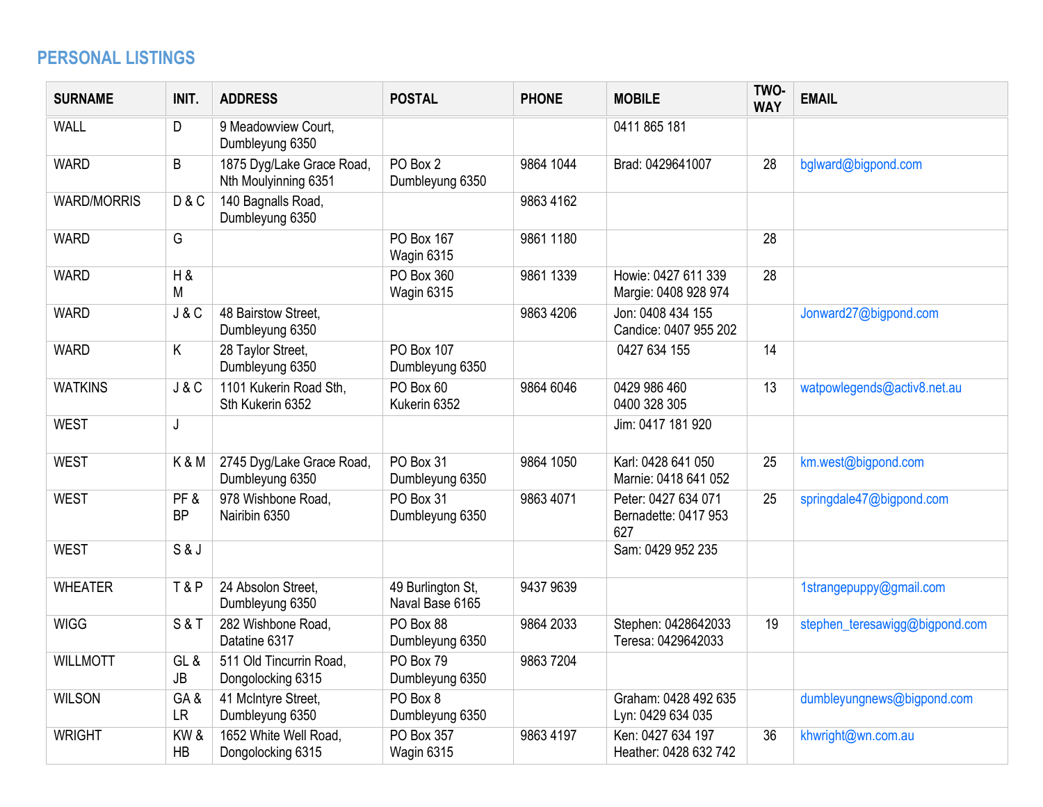## PERSONAL LISTINGS

| SURNAME | INIT. | ADDRESS | POSTAL | PHONE | MOBILE | TWO-WAY | EMAIL |
|---|---|---|---|---|---|---|---|
| WALL | D | 9 Meadowview Court, Dumbleyung 6350 | | | 0411 865 181 | | |
| WARD | B | 1875 Dyg/Lake Grace Road, Nth Moulyinning 6351 | PO Box 2 Dumbleyung 6350 | 9864 1044 | Brad: 0429641007 | 28 | bglward@bigpond.com |
| WARD/MORRIS | D & C | 140 Bagnalls Road, Dumbleyung 6350 | | 9863 4162 | | | |
| WARD | G | | PO Box 167 Wagin 6315 | 9861 1180 | | 28 | |
| WARD | H & M | | PO Box 360 Wagin 6315 | 9861 1339 | Howie: 0427 611 339 Margie: 0408 928 974 | 28 | |
| WARD | J & C | 48 Bairstow Street, Dumbleyung 6350 | | 9863 4206 | Jon: 0408 434 155 Candice: 0407 955 202 | | Jonward27@bigpond.com |
| WARD | K | 28 Taylor Street, Dumbleyung 6350 | PO Box 107 Dumbleyung 6350 | | 0427 634 155 | 14 | |
| WATKINS | J & C | 1101 Kukerin Road Sth, Sth Kukerin 6352 | PO Box 60 Kukerin 6352 | 9864 6046 | 0429 986 460 0400 328 305 | 13 | watpowlegends@activ8.net.au |
| WEST | J | | | | Jim: 0417 181 920 | | |
| WEST | K & M | 2745 Dyg/Lake Grace Road, Dumbleyung 6350 | PO Box 31 Dumbleyung 6350 | 9864 1050 | Karl: 0428 641 050 Marnie: 0418 641 052 | 25 | km.west@bigpond.com |
| WEST | PF & BP | 978 Wishbone Road, Nairibin 6350 | PO Box 31 Dumbleyung 6350 | 9863 4071 | Peter: 0427 634 071 Bernadette: 0417 953 627 | 25 | springdale47@bigpond.com |
| WEST | S & J | | | | Sam: 0429 952 235 | | |
| WHEATER | T & P | 24 Absolon Street, Dumbleyung 6350 | 49 Burlington St, Naval Base 6165 | 9437 9639 | | | 1strangepuppy@gmail.com |
| WIGG | S & T | 282 Wishbone Road, Datatine 6317 | PO Box 88 Dumbleyung 6350 | 9864 2033 | Stephen: 0428642033 Teresa: 0429642033 | 19 | stephen_teresawigg@bigpond.com |
| WILLMOTT | GL & JB | 511 Old Tincurrin Road, Dongolocking 6315 | PO Box 79 Dumbleyung 6350 | 9863 7204 | | | |
| WILSON | GA & LR | 41 McIntyre Street, Dumbleyung 6350 | PO Box 8 Dumbleyung 6350 | | Graham: 0428 492 635 Lyn: 0429 634 035 | | dumbleyungnews@bigpond.com |
| WRIGHT | KW & HB | 1652 White Well Road, Dongolocking 6315 | PO Box 357 Wagin 6315 | 9863 4197 | Ken: 0427 634 197 Heather: 0428 632 742 | 36 | khwright@wn.com.au |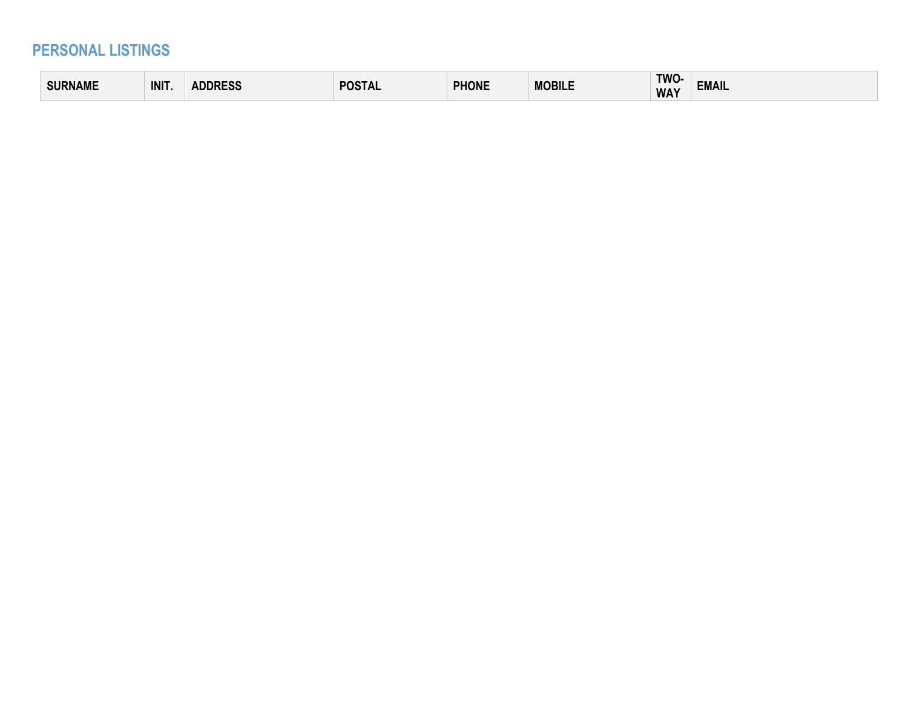## PERSONAL LISTINGS

| SURNAME | INIT. | ADDRESS | POSTAL | PHONE | MOBILE | TWO-WAY | EMAIL |
|---|---|---|---|---|---|---|---|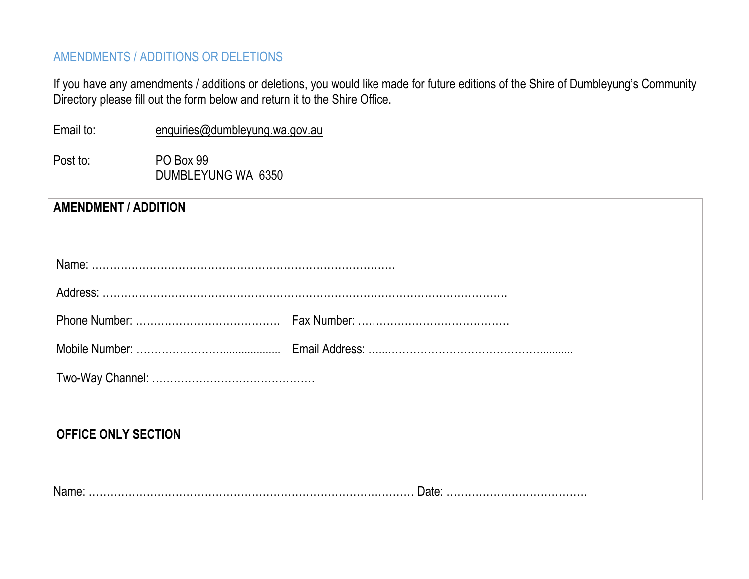## AMENDMENTS / ADDITIONS OR DELETIONS

If you have any amendments / additions or deletions, you would like made for future editions of the Shire of Dumbleyung's Community Directory please fill out the form below and return it to the Shire Office.

Email to: enquiries@dumbleyung.wa.gov.au

Post to: PO Box 99
DUMBLEYUNG WA 6350

**AMENDMENT / ADDITION**

Name: …………………………………………………………………………

Address: ………………………………………………………………………………………………………

Phone Number: …………………………………… Fax Number: ……………………………………

Mobile Number: ……………………................... Email Address: …...…………………………………….........

Two-Way Channel: .………………………………………

**OFFICE ONLY SECTION**

Name: ……………………………………………………………………………… Date: …………………………………